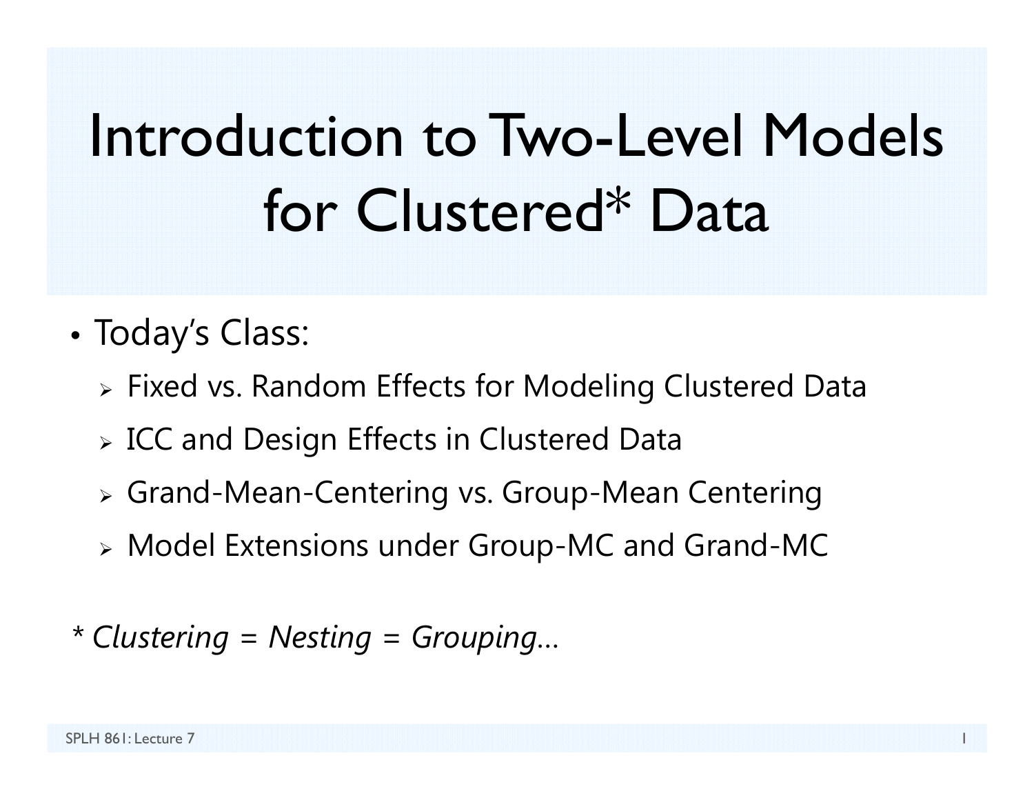# Introduction to Two-Level Models for Clustered* Data

- Today's Class:
  - Fixed vs. Random Effects for Modeling Clustered Data
  - ICC and Design Effects in Clustered Data
  - Grand-Mean-Centering vs. Group-Mean Centering
  - Model Extensions under Group-MC and Grand-MC

*\* Clustering = Nesting = Grouping…*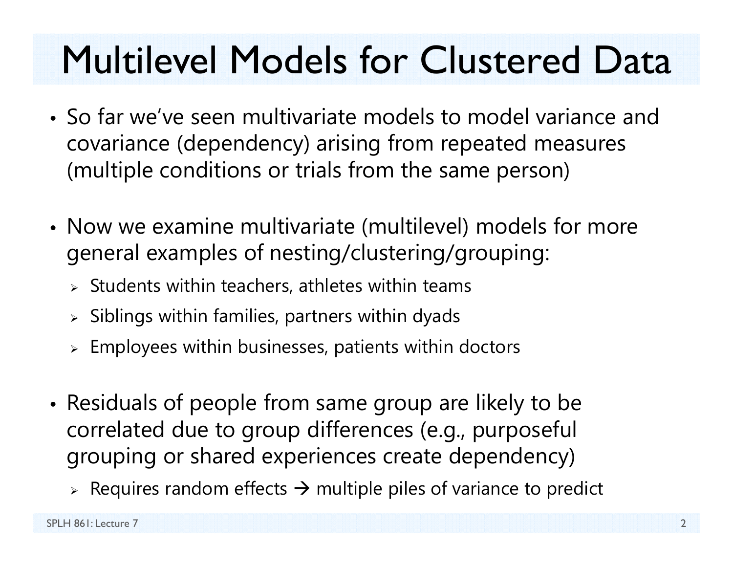# Multilevel Models for Clustered Data

- So far we've seen multivariate models to model variance and covariance (dependency) arising from repeated measures (multiple conditions or trials from the same person)

- Now we examine multivariate (multilevel) models for more general examples of nesting/clustering/grouping:
  - Students within teachers, athletes within teams
  - Siblings within families, partners within dyads
  - Employees within businesses, patients within doctors

- Residuals of people from same group are likely to be correlated due to group differences (e.g., purposeful grouping or shared experiences create dependency)
  - Requires random effects → multiple piles of variance to predict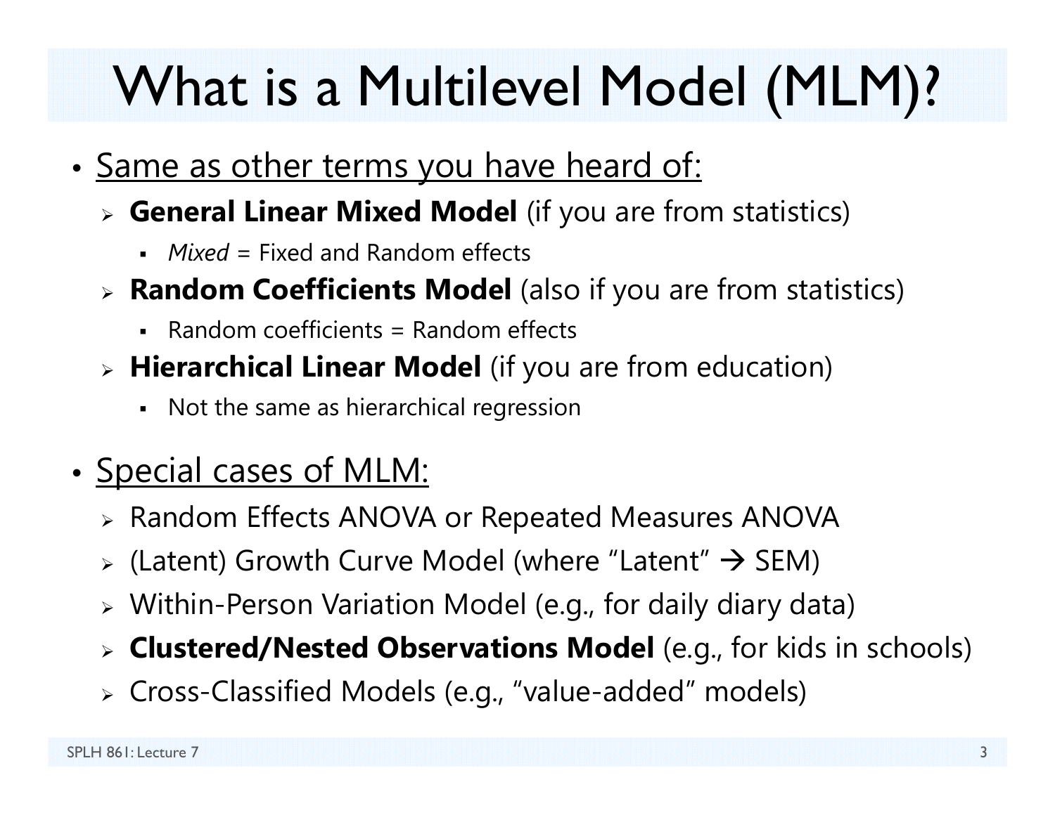# What is a Multilevel Model (MLM)?

- Same as other terms you have heard of:
  - **General Linear Mixed Model** (if you are from statistics)
    - *Mixed* = Fixed and Random effects
  - **Random Coefficients Model** (also if you are from statistics)
    - Random coefficients = Random effects
  - **Hierarchical Linear Model** (if you are from education)
    - Not the same as hierarchical regression

- Special cases of MLM:
  - Random Effects ANOVA or Repeated Measures ANOVA
  - (Latent) Growth Curve Model (where "Latent" → SEM)
  - Within-Person Variation Model (e.g., for daily diary data)
  - **Clustered/Nested Observations Model** (e.g., for kids in schools)
  - Cross-Classified Models (e.g., "value-added" models)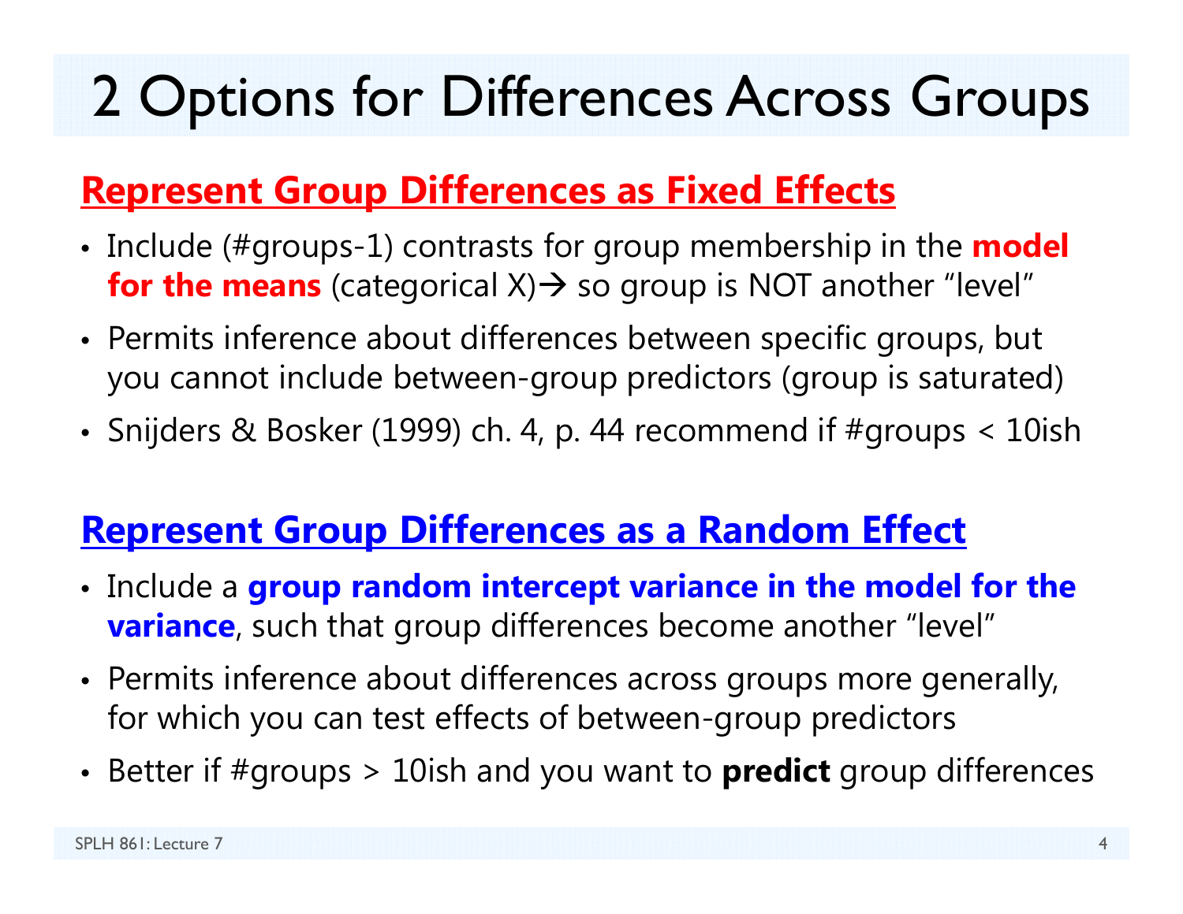# 2 Options for Differences Across Groups

## Represent Group Differences as Fixed Effects

- Include (#groups-1) contrasts for group membership in the **model for the means** (categorical X)→ so group is NOT another "level"
- Permits inference about differences between specific groups, but you cannot include between-group predictors (group is saturated)
- Snijders & Bosker (1999) ch. 4, p. 44 recommend if #groups < 10ish

## Represent Group Differences as a Random Effect

- Include a **group random intercept variance in the model for the variance**, such that group differences become another "level"
- Permits inference about differences across groups more generally, for which you can test effects of between-group predictors
- Better if #groups > 10ish and you want to **predict** group differences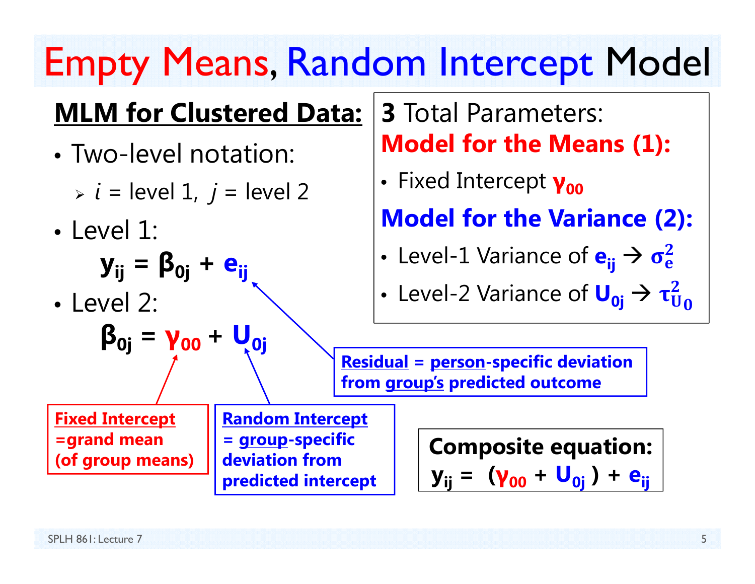# Empty Means, Random Intercept Model

**MLM for Clustered Data:**

- Two-level notation:
  - $i$ = level 1, $j$ = level 2
- Level 1:

$$\mathbf{y_{ij} = \beta_{0j} + e_{ij}}$$

- Level 2:

$$\mathbf{\beta_{0j} = \gamma_{00} + U_{0j}}$$

**Fixed Intercept =grand mean (of group means)**

**Random Intercept = group-specific deviation from predicted intercept**

**Residual = person-specific deviation from group's predicted outcome**

**3** Total Parameters:

**Model for the Means (1):**

- Fixed Intercept $\gamma_{00}$

**Model for the Variance (2):**

- Level-1 Variance of $e_{ij}$ → $\sigma_e^2$
- Level-2 Variance of $U_{0j}$ → $\tau_{U_0}^2$

**Composite equation:**

$$\mathbf{y_{ij} = (\gamma_{00} + U_{0j}) + e_{ij}}$$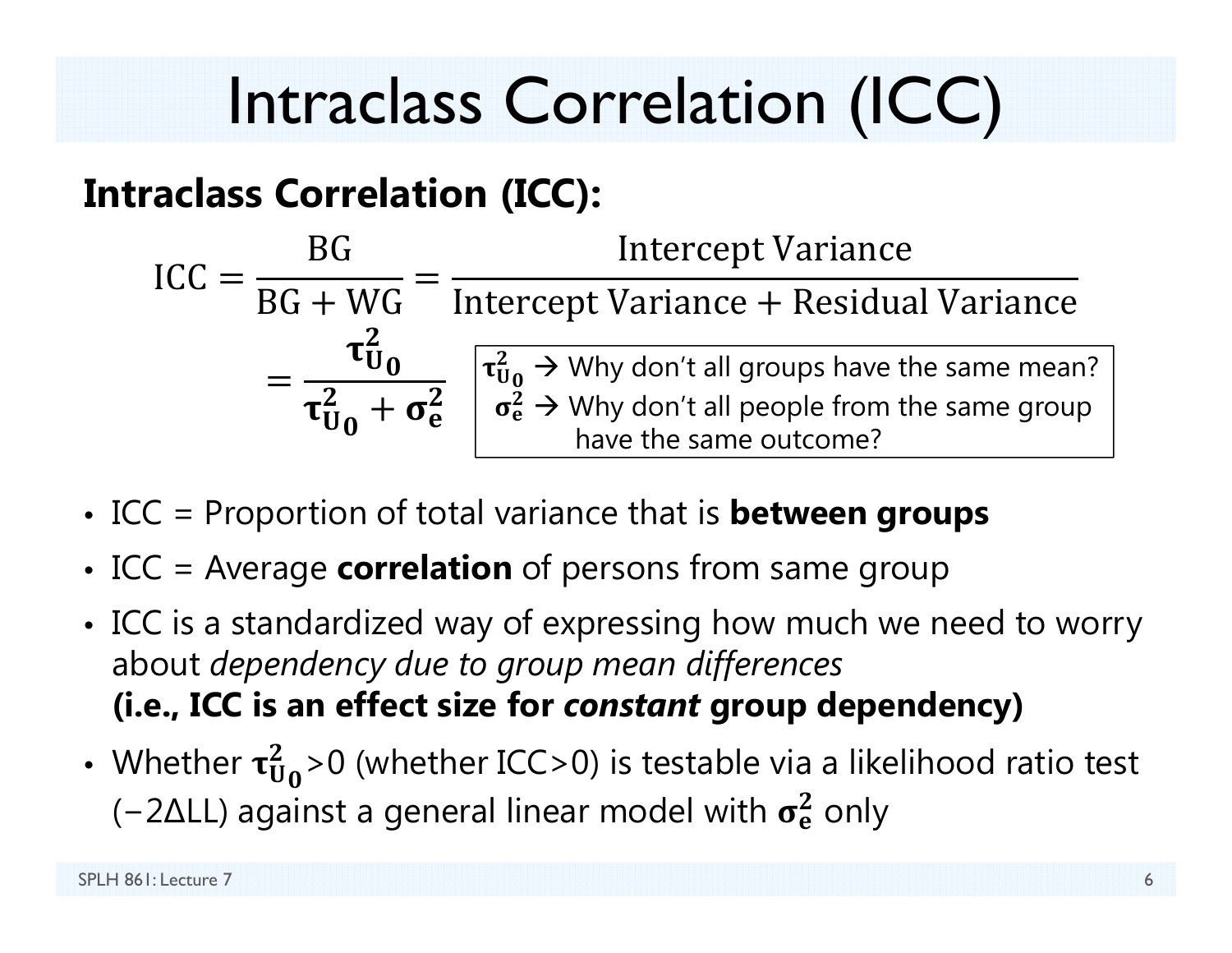# Intraclass Correlation (ICC)

**Intraclass Correlation (ICC):**

$$\text{ICC} = \frac{\text{BG}}{\text{BG} + \text{WG}} = \frac{\text{Intercept Variance}}{\text{Intercept Variance} + \text{Residual Variance}}$$

$$= \frac{\boldsymbol{\tau}^2_{\mathbf{U_0}}}{\boldsymbol{\tau}^2_{\mathbf{U_0}} + \boldsymbol{\sigma}^2_{\mathbf{e}}}$$

> $\boldsymbol{\tau}^2_{\mathbf{U_0}}$ → Why don't all groups have the same mean?
> $\boldsymbol{\sigma}^2_{\mathbf{e}}$ → Why don't all people from the same group have the same outcome?

- ICC = Proportion of total variance that is **between groups**
- ICC = Average **correlation** of persons from same group
- ICC is a standardized way of expressing how much we need to worry about *dependency due to group mean differences* **(i.e., ICC is an effect size for *constant* group dependency)**
- Whether $\boldsymbol{\tau}^2_{\mathbf{U_0}}$>0 (whether ICC>0) is testable via a likelihood ratio test ($-2\Delta$LL) against a general linear model with $\boldsymbol{\sigma}^2_{\mathbf{e}}$ only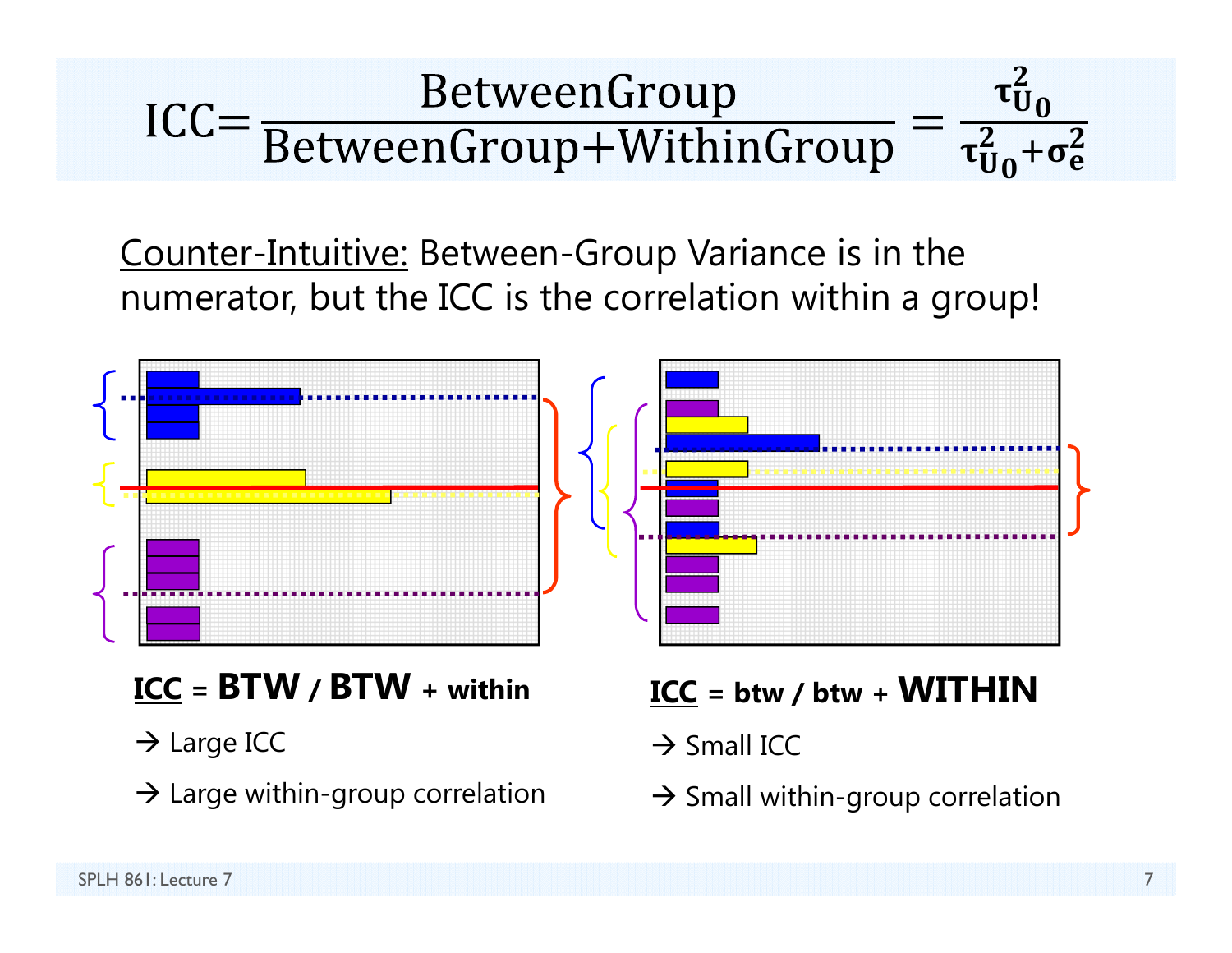$$\text{ICC} = \frac{\text{BetweenGroup}}{\text{BetweenGroup} + \text{WithinGroup}} = \frac{\tau_{U_0}^2}{\tau_{U_0}^2 + \sigma_e^2}$$

Counter-Intuitive: Between-Group Variance is in the numerator, but the ICC is the correlation within a group!

**ICC = BTW / BTW + within**

→ Large ICC

→ Large within-group correlation

**ICC = btw / btw + WITHIN**

→ Small ICC

→ Small within-group correlation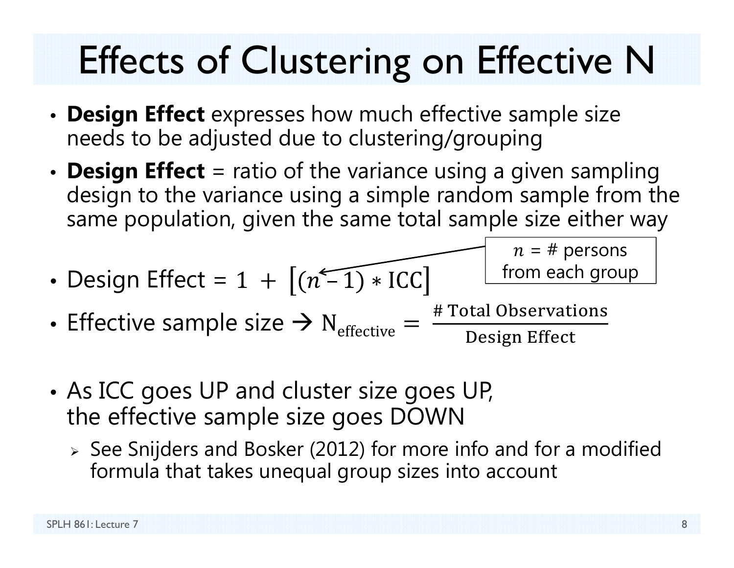# Effects of Clustering on Effective N

- **Design Effect** expresses how much effective sample size needs to be adjusted due to clustering/grouping
- **Design Effect** = ratio of the variance using a given sampling design to the variance using a simple random sample from the same population, given the same total sample size either way
- Design Effect = $1 + [(n - 1) * \text{ICC}]$

  $n$ = # persons from each group

- Effective sample size → $\text{N}_{\text{effective}} = \dfrac{\text{\# Total Observations}}{\text{Design Effect}}$

- As ICC goes UP and cluster size goes UP, the effective sample size goes DOWN
  - See Snijders and Bosker (2012) for more info and for a modified formula that takes unequal group sizes into account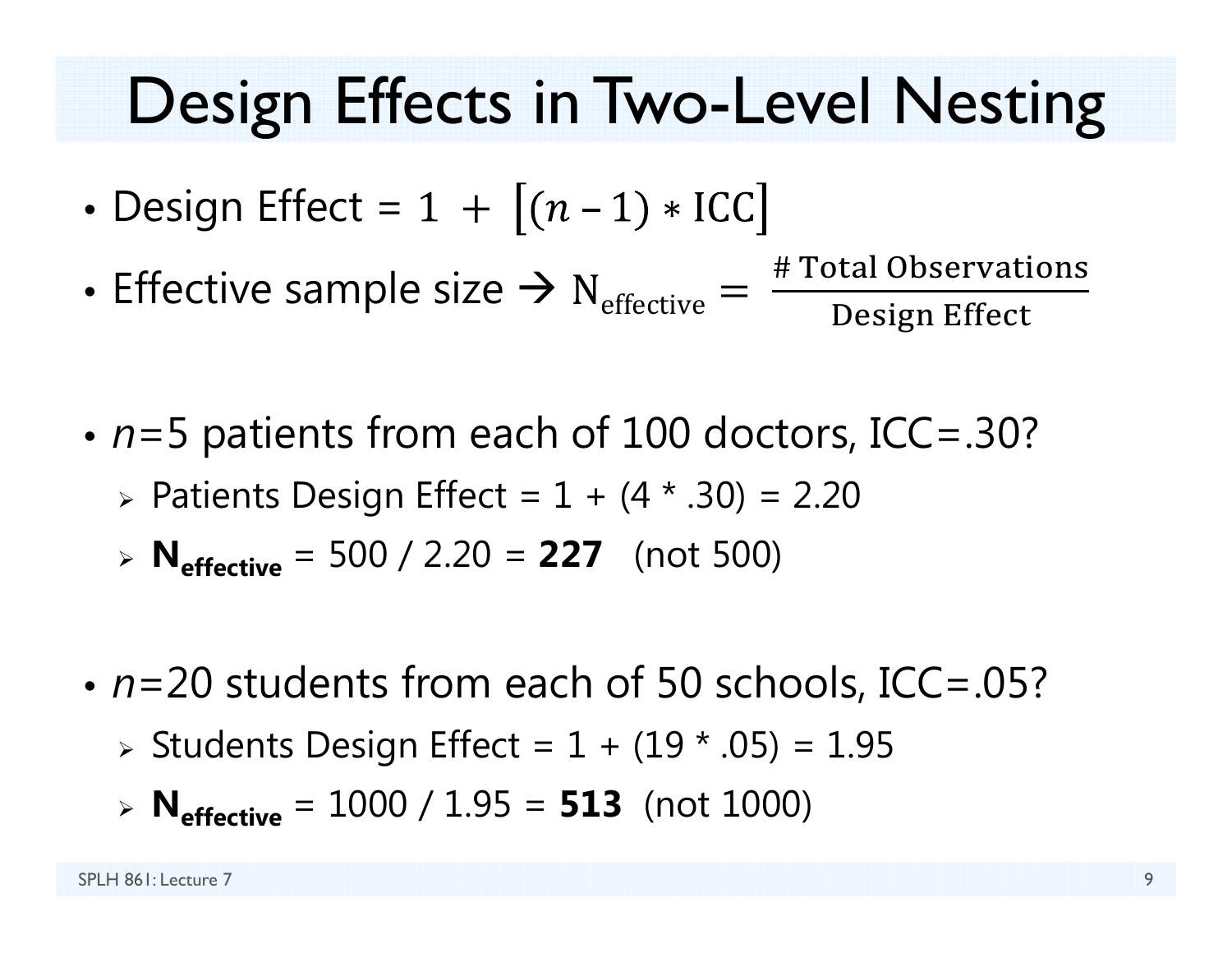# Design Effects in Two-Level Nesting

- Design Effect = $1 + \left[(n - 1) * \text{ICC}\right]$
- Effective sample size → $\text{N}_{\text{effective}} = \dfrac{\text{\# Total Observations}}{\text{Design Effect}}$

- *n*=5 patients from each of 100 doctors, ICC=.30?
  - Patients Design Effect = 1 + (4 * .30) = 2.20
  - $\mathbf{N_{effective}}$ = 500 / 2.20 = **227** (not 500)

- *n*=20 students from each of 50 schools, ICC=.05?
  - Students Design Effect = 1 + (19 * .05) = 1.95
  - $\mathbf{N_{effective}}$ = 1000 / 1.95 = **513** (not 1000)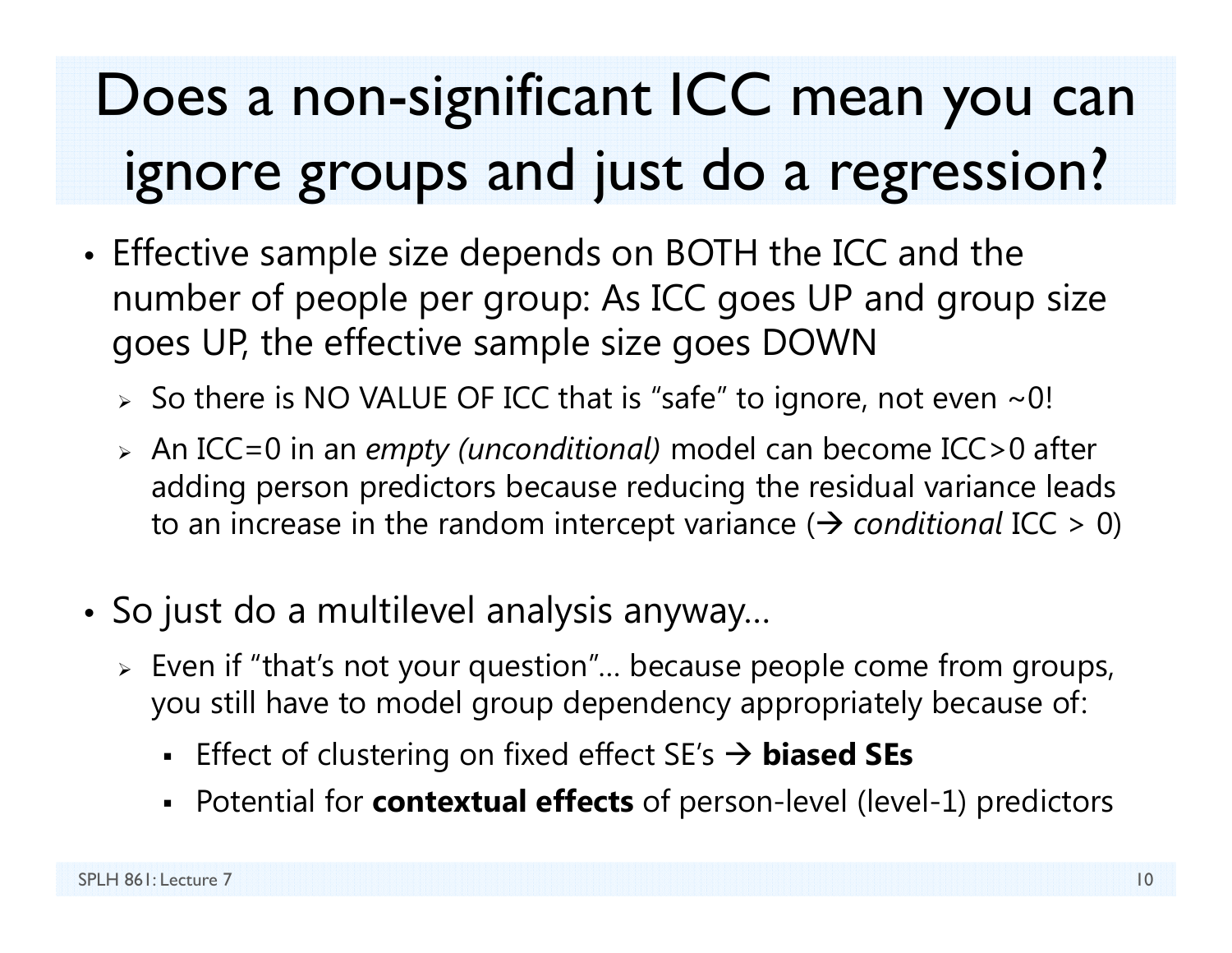# Does a non-significant ICC mean you can ignore groups and just do a regression?

- Effective sample size depends on BOTH the ICC and the number of people per group: As ICC goes UP and group size goes UP, the effective sample size goes DOWN
  - So there is NO VALUE OF ICC that is "safe" to ignore, not even ~0!
  - An ICC=0 in an *empty (unconditional)* model can become ICC>0 after adding person predictors because reducing the residual variance leads to an increase in the random intercept variance (→ *conditional* ICC > 0)

- So just do a multilevel analysis anyway…
  - Even if "that's not your question"… because people come from groups, you still have to model group dependency appropriately because of:
    - Effect of clustering on fixed effect SE's → **biased SEs**
    - Potential for **contextual effects** of person-level (level-1) predictors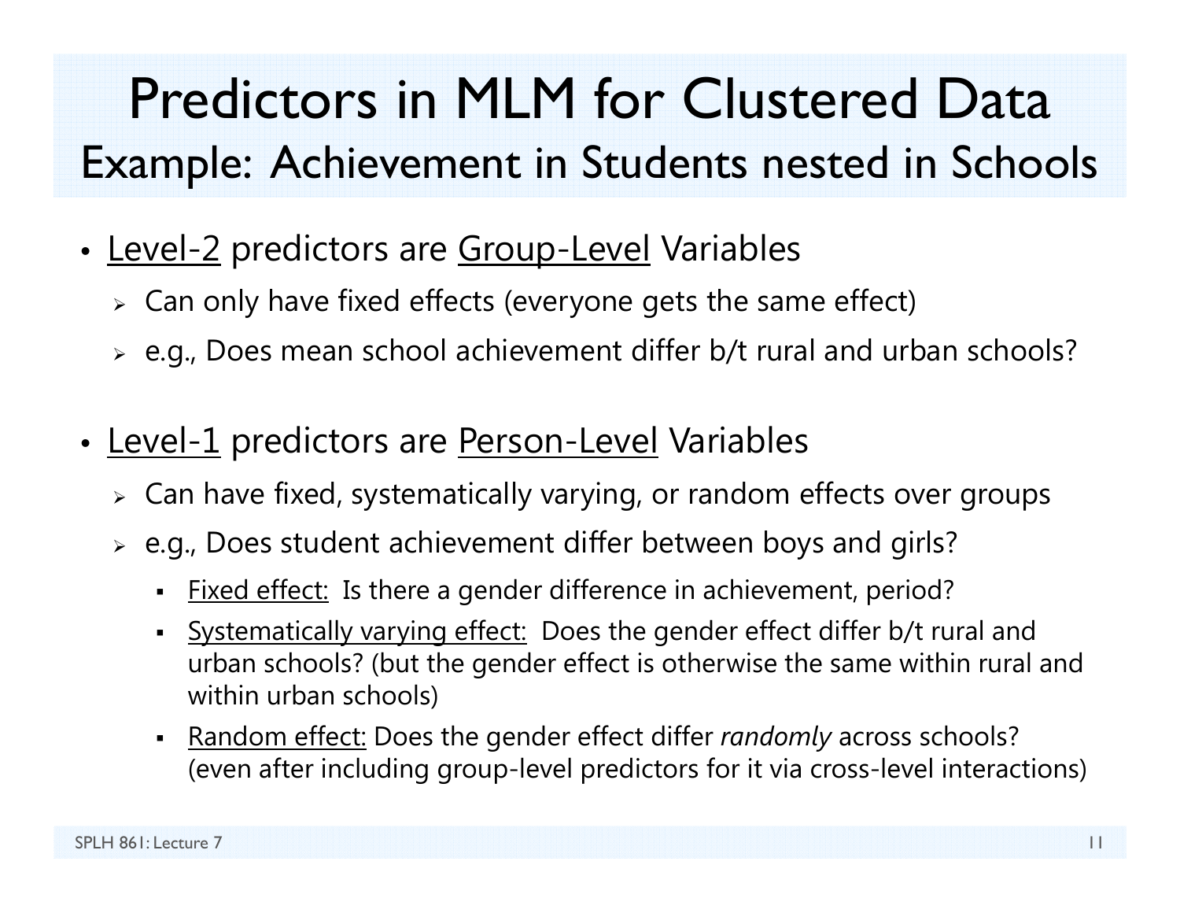# Predictors in MLM for Clustered Data
## Example: Achievement in Students nested in Schools

- <u>Level-2</u> predictors are <u>Group-Level</u> Variables
  - Can only have fixed effects (everyone gets the same effect)
  - e.g., Does mean school achievement differ b/t rural and urban schools?

- <u>Level-1</u> predictors are <u>Person-Level</u> Variables
  - Can have fixed, systematically varying, or random effects over groups
  - e.g., Does student achievement differ between boys and girls?
    - <u>Fixed effect:</u> Is there a gender difference in achievement, period?
    - <u>Systematically varying effect:</u> Does the gender effect differ b/t rural and urban schools? (but the gender effect is otherwise the same within rural and within urban schools)
    - <u>Random effect:</u> Does the gender effect differ *randomly* across schools? (even after including group-level predictors for it via cross-level interactions)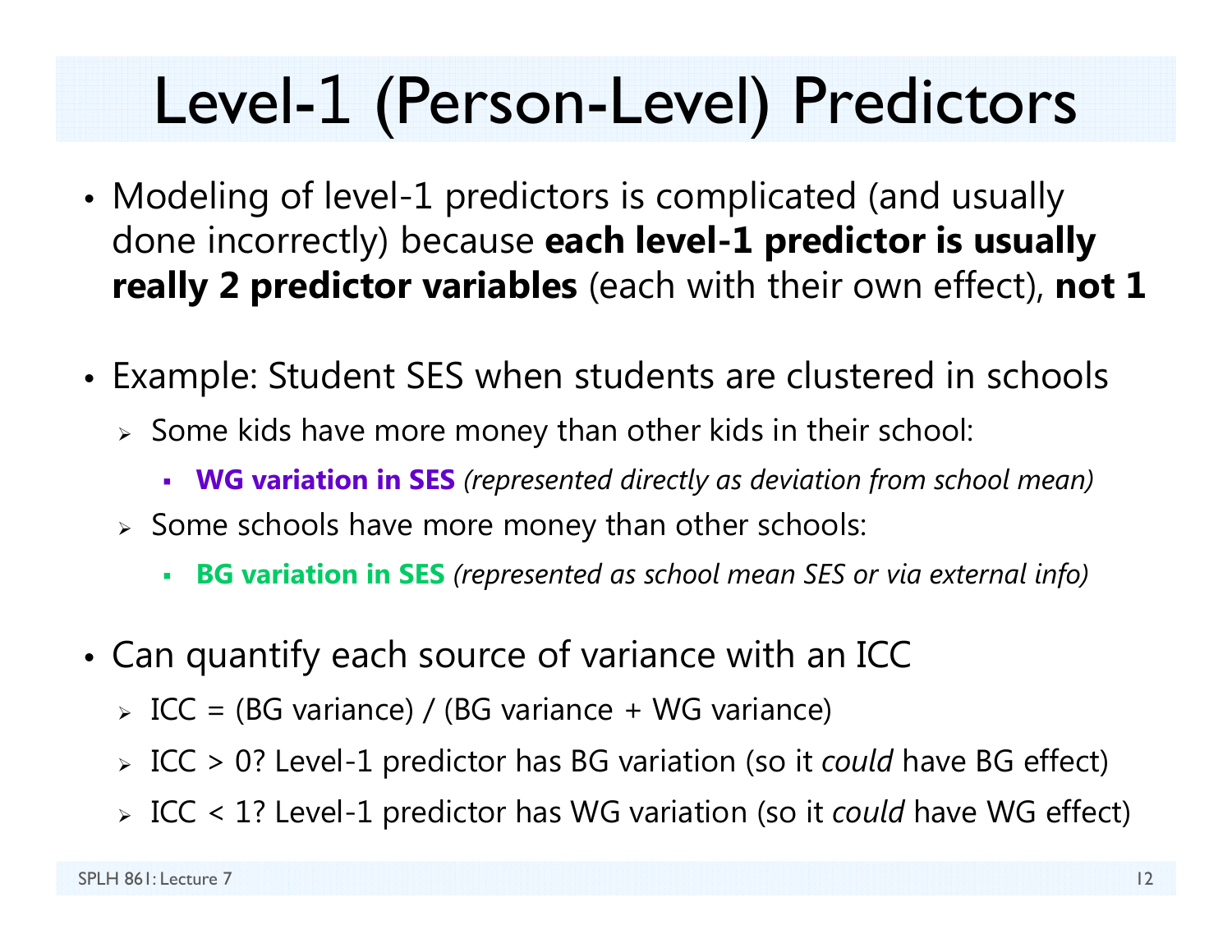# Level-1 (Person-Level) Predictors

- Modeling of level-1 predictors is complicated (and usually done incorrectly) because **each level-1 predictor is usually really 2 predictor variables** (each with their own effect), **not 1**

- Example: Student SES when students are clustered in schools
  - Some kids have more money than other kids in their school:
    - **WG variation in SES** *(represented directly as deviation from school mean)*
  - Some schools have more money than other schools:
    - **BG variation in SES** *(represented as school mean SES or via external info)*

- Can quantify each source of variance with an ICC
  - ICC = (BG variance) / (BG variance + WG variance)
  - ICC > 0? Level-1 predictor has BG variation (so it *could* have BG effect)
  - ICC < 1? Level-1 predictor has WG variation (so it *could* have WG effect)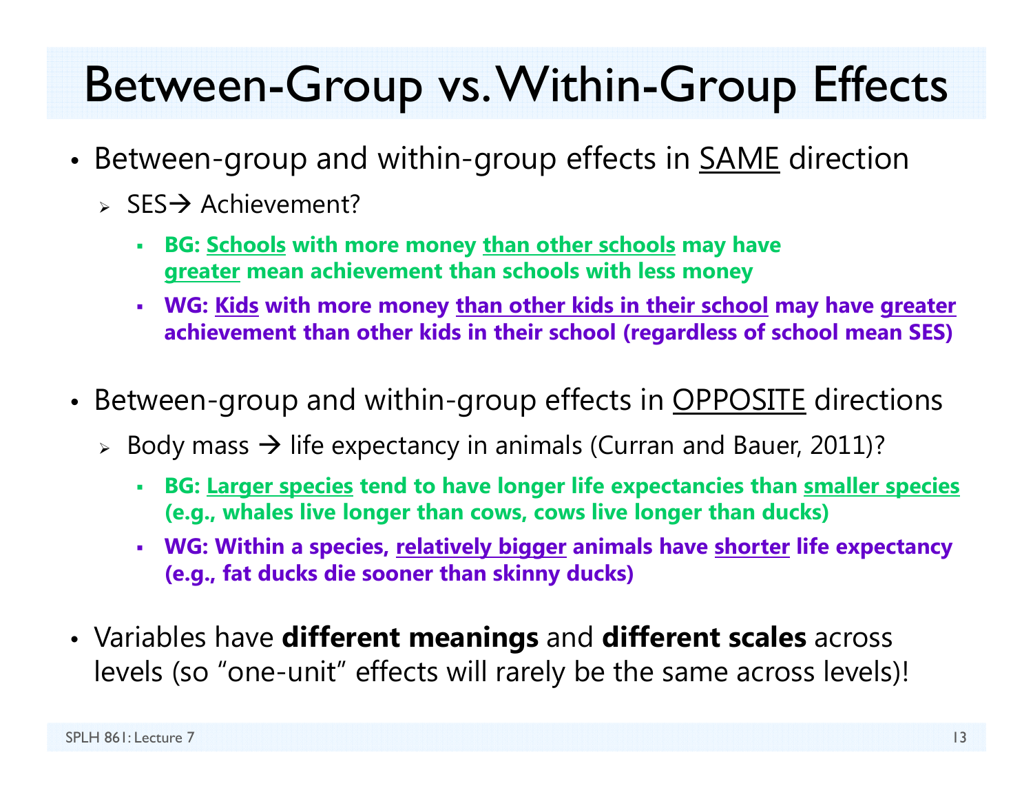# Between-Group vs. Within-Group Effects

- Between-group and within-group effects in <u>SAME</u> direction
  - SES→ Achievement?
    - **BG: <u>Schools</u> with more money <u>than other schools</u> may have <u>greater</u> mean achievement than schools with less money**
    - **WG: <u>Kids</u> with more money <u>than other kids in their school</u> may have <u>greater</u> achievement than other kids in their school (regardless of school mean SES)**

- Between-group and within-group effects in <u>OPPOSITE</u> directions
  - Body mass → life expectancy in animals (Curran and Bauer, 2011)?
    - **BG: <u>Larger species</u> tend to have longer life expectancies than <u>smaller species</u> (e.g., whales live longer than cows, cows live longer than ducks)**
    - **WG: Within a species, <u>relatively bigger</u> animals have <u>shorter</u> life expectancy (e.g., fat ducks die sooner than skinny ducks)**

- Variables have **different meanings** and **different scales** across levels (so "one-unit" effects will rarely be the same across levels)!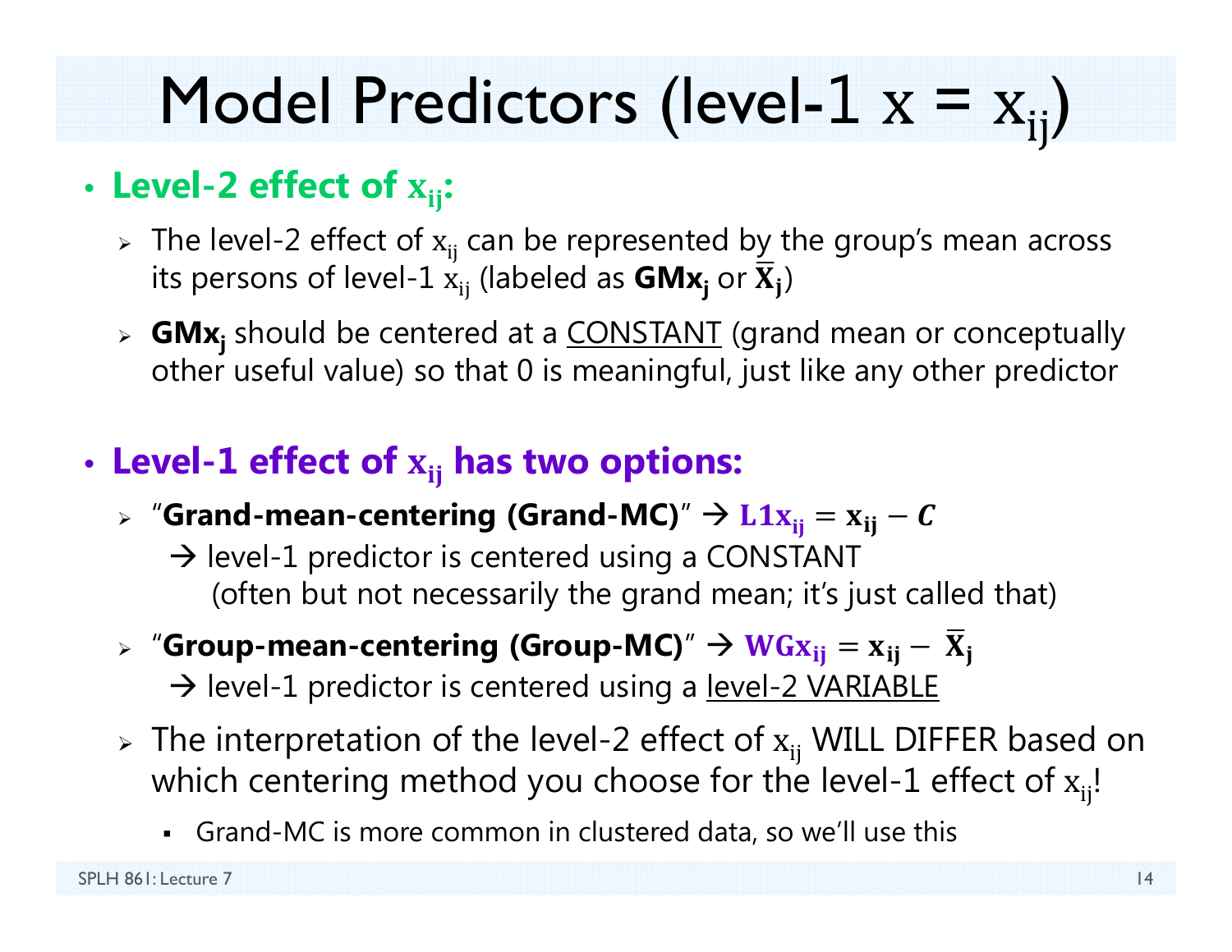# Model Predictors (level-1 $x = x_{ij}$)

- **Level-2 effect of $x_{ij}$:**
  - The level-2 effect of $x_{ij}$ can be represented by the group's mean across its persons of level-1 $x_{ij}$ (labeled as **GMx$_j$** or $\bar{X}_j$)
  - **GMx$_j$** should be centered at a CONSTANT (grand mean or conceptually other useful value) so that 0 is meaningful, just like any other predictor

- **Level-1 effect of $x_{ij}$ has two options:**
  - "**Grand-mean-centering (Grand-MC)**" → $\mathbf{L1x_{ij}} = \mathbf{x_{ij}} - \boldsymbol{C}$
    → level-1 predictor is centered using a CONSTANT
    (often but not necessarily the grand mean; it's just called that)
  - "**Group-mean-centering (Group-MC)**" → $\mathbf{WGx_{ij}} = \mathbf{x_{ij}} - \bar{\mathbf{X}}_\mathbf{j}$
    → level-1 predictor is centered using a level-2 VARIABLE
  - The interpretation of the level-2 effect of $x_{ij}$ WILL DIFFER based on which centering method you choose for the level-1 effect of $x_{ij}$!
    - Grand-MC is more common in clustered data, so we'll use this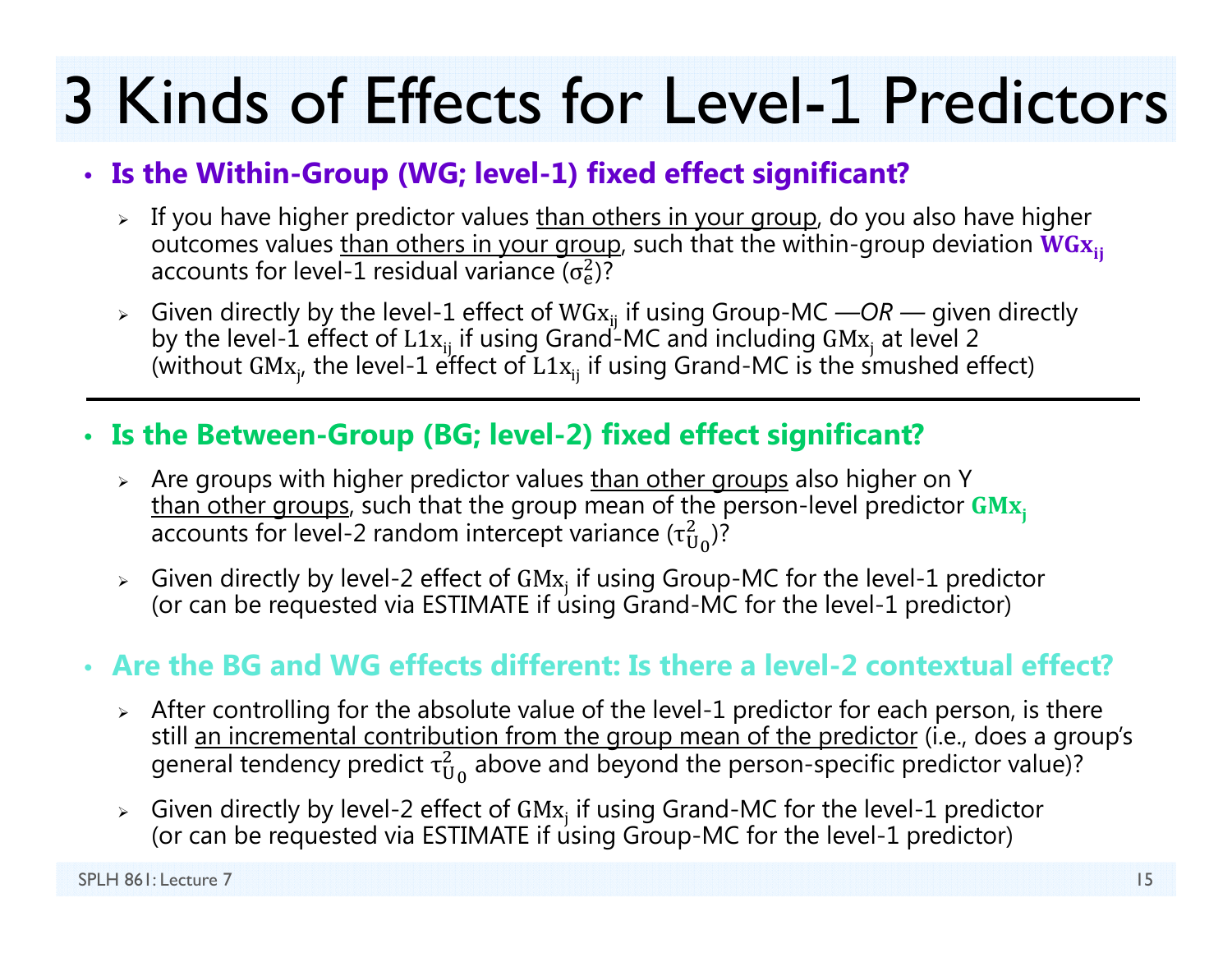# 3 Kinds of Effects for Level-1 Predictors

- **Is the Within-Group (WG; level-1) fixed effect significant?**
  - If you have higher predictor values than others in your group, do you also have higher outcomes values than others in your group, such that the within-group deviation $\mathbf{WGx_{ij}}$ accounts for level-1 residual variance ($\sigma_e^2$)?
  - Given directly by the level-1 effect of $\mathrm{WGx_{ij}}$ if using Group-MC —*OR* — given directly by the level-1 effect of $\mathrm{L1x_{ij}}$ if using Grand-MC and including $\mathrm{GMx_j}$ at level 2 (without $\mathrm{GMx_j}$, the level-1 effect of $\mathrm{L1x_{ij}}$ if using Grand-MC is the smushed effect)

---

- **Is the Between-Group (BG; level-2) fixed effect significant?**
  - Are groups with higher predictor values than other groups also higher on Y than other groups, such that the group mean of the person-level predictor $\mathbf{GMx_j}$ accounts for level-2 random intercept variance ($\tau_{U_0}^2$)?
  - Given directly by level-2 effect of $\mathrm{GMx_j}$ if using Group-MC for the level-1 predictor (or can be requested via ESTIMATE if using Grand-MC for the level-1 predictor)

- **Are the BG and WG effects different: Is there a level-2 contextual effect?**
  - After controlling for the absolute value of the level-1 predictor for each person, is there still an incremental contribution from the group mean of the predictor (i.e., does a group's general tendency predict $\tau_{U_0}^2$ above and beyond the person-specific predictor value)?
  - Given directly by level-2 effect of $\mathrm{GMx_j}$ if using Grand-MC for the level-1 predictor (or can be requested via ESTIMATE if using Group-MC for the level-1 predictor)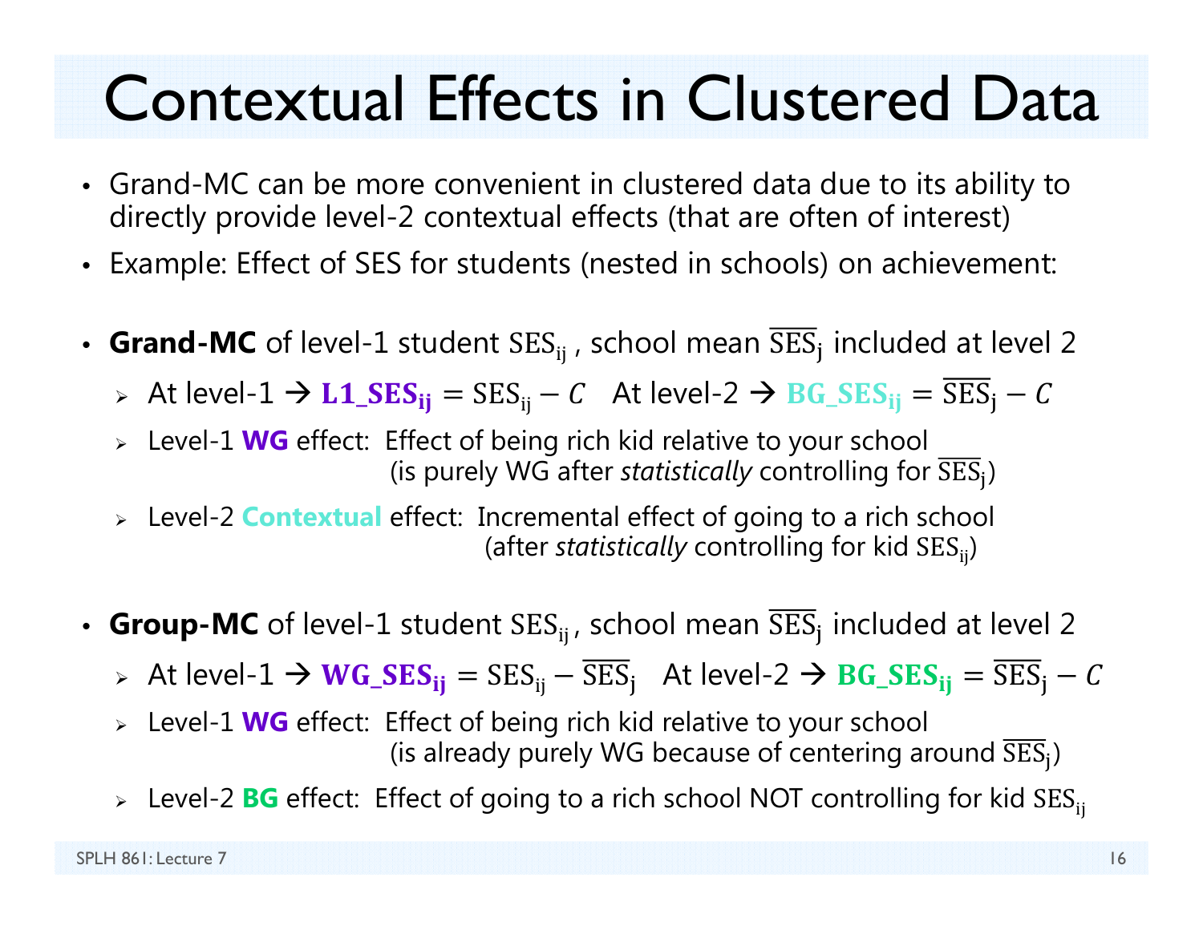# Contextual Effects in Clustered Data

- Grand-MC can be more convenient in clustered data due to its ability to directly provide level-2 contextual effects (that are often of interest)
- Example: Effect of SES for students (nested in schools) on achievement:

- **Grand-MC** of level-1 student $\text{SES}_{ij}$ , school mean $\overline{\text{SES}}_j$ included at level 2
  - At level-1 → $\mathbf{L1\_SES_{ij}} = \text{SES}_{ij} - C$   At level-2 → $\mathbf{BG\_SES_{ij}} = \overline{\text{SES}}_j - C$
  - Level-1 **WG** effect: Effect of being rich kid relative to your school (is purely WG after *statistically* controlling for $\overline{\text{SES}}_j$)
  - Level-2 **Contextual** effect: Incremental effect of going to a rich school (after *statistically* controlling for kid $\text{SES}_{ij}$)

- **Group-MC** of level-1 student $\text{SES}_{ij}$, school mean $\overline{\text{SES}}_j$ included at level 2
  - At level-1 → $\mathbf{WG\_SES_{ij}} = \text{SES}_{ij} - \overline{\text{SES}}_j$   At level-2 → $\mathbf{BG\_SES_{ij}} = \overline{\text{SES}}_j - C$
  - Level-1 **WG** effect: Effect of being rich kid relative to your school (is already purely WG because of centering around $\overline{\text{SES}}_j$)
  - Level-2 **BG** effect: Effect of going to a rich school NOT controlling for kid $\text{SES}_{ij}$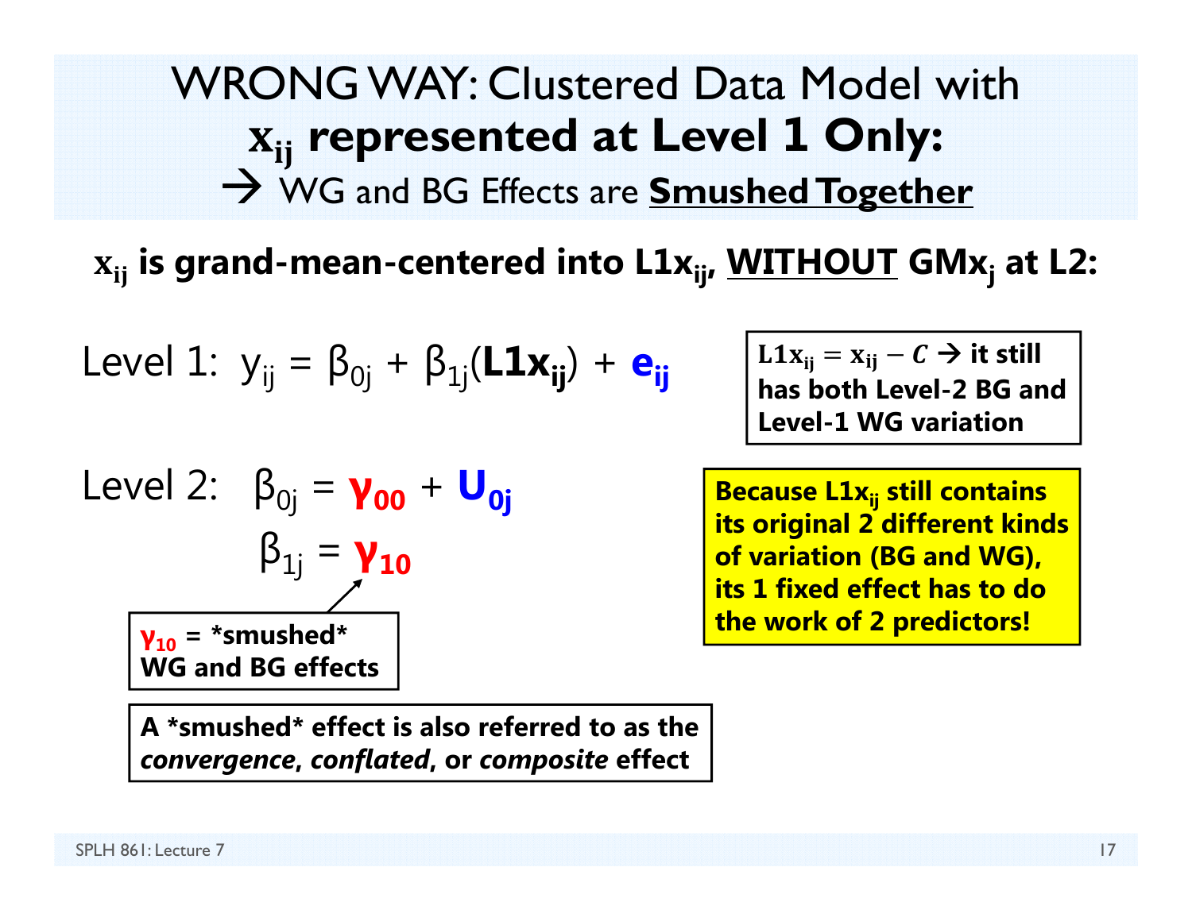# WRONG WAY: Clustered Data Model with $x_{ij}$ represented at Level 1 Only:

## → WG and BG Effects are <u>**Smushed Together**</u>

**$x_{ij}$ is grand-mean-centered into $L1x_{ij}$, <u>WITHOUT</u> $GMx_j$ at L2:**

Level 1: $y_{ij} = \beta_{0j} + \beta_{1j}(\mathbf{L1x_{ij}}) + \mathbf{e_{ij}}$

Level 2: $\beta_{0j} = \gamma_{00} + U_{0j}$

$\beta_{1j} = \gamma_{10}$

**$L1x_{ij} = x_{ij} - C$ → it still has both Level-2 BG and Level-1 WG variation**

**Because $L1x_{ij}$ still contains its original 2 different kinds of variation (BG and WG), its 1 fixed effect has to do the work of 2 predictors!**

**$\gamma_{10}$ = *smushed* WG and BG effects**

**A *smushed* effect is also referred to as the *convergence*, *conflated*, or *composite* effect**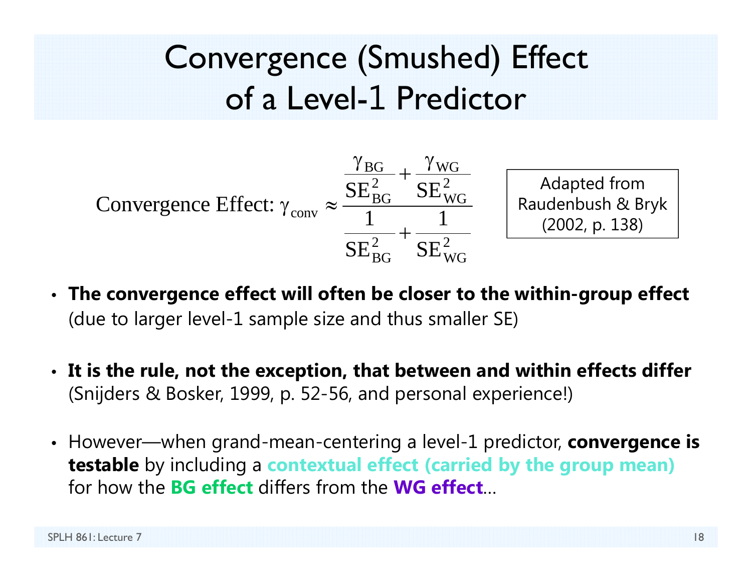# Convergence (Smushed) Effect of a Level-1 Predictor

$$\text{Convergence Effect: } \gamma_{\text{conv}} \approx \frac{\dfrac{\gamma_{\text{BG}}}{\text{SE}_{\text{BG}}^{2}} + \dfrac{\gamma_{\text{WG}}}{\text{SE}_{\text{WG}}^{2}}}{\dfrac{1}{\text{SE}_{\text{BG}}^{2}} + \dfrac{1}{\text{SE}_{\text{WG}}^{2}}}$$

Adapted from Raudenbush & Bryk (2002, p. 138)

- **The convergence effect will often be closer to the within-group effect** (due to larger level-1 sample size and thus smaller SE)
- **It is the rule, not the exception, that between and within effects differ** (Snijders & Bosker, 1999, p. 52-56, and personal experience!)
- However—when grand-mean-centering a level-1 predictor, **convergence is testable** by including a **contextual effect (carried by the group mean)** for how the **BG effect** differs from the **WG effect**…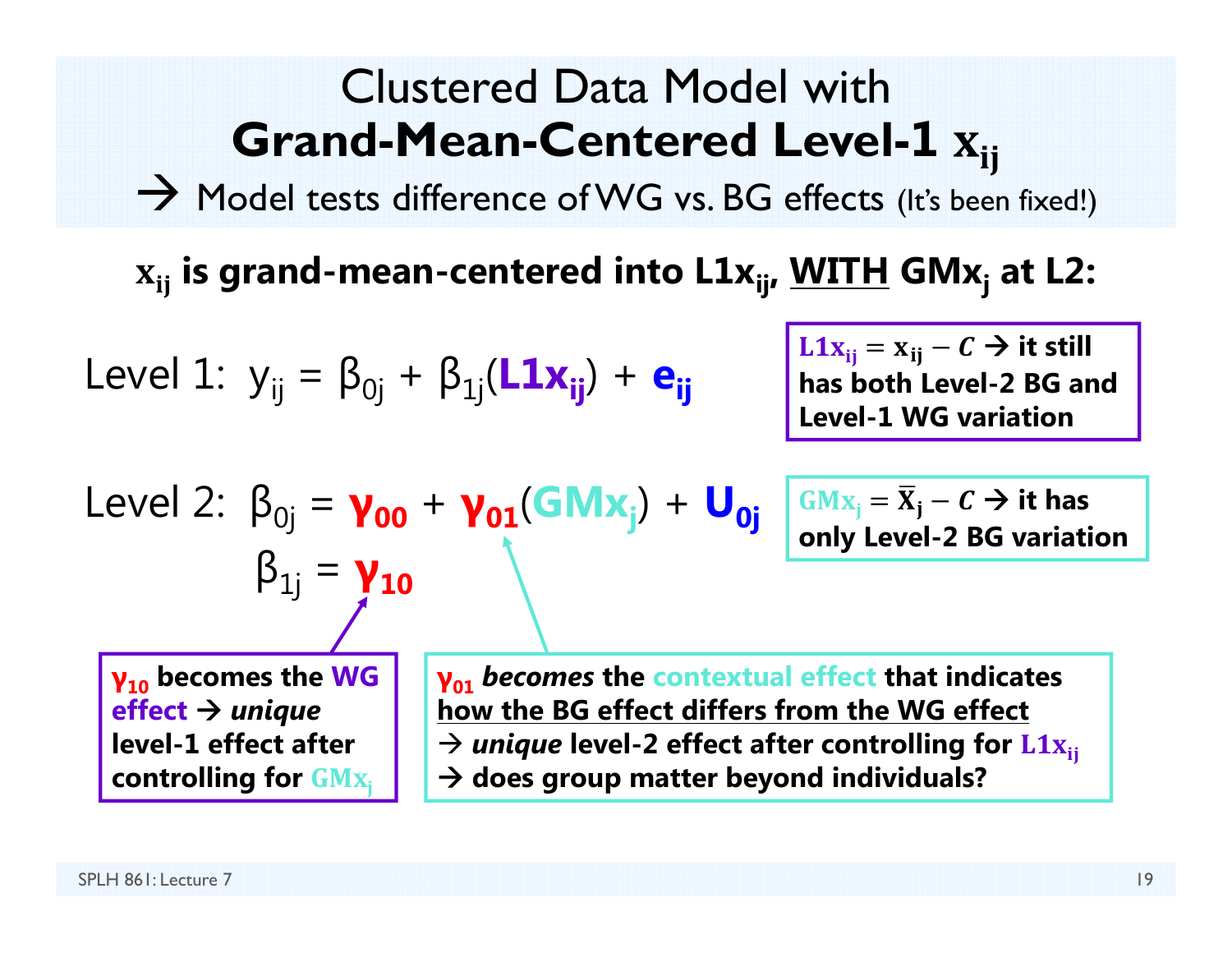# Clustered Data Model with **Grand-Mean-Centered Level-1 $x_{ij}$**

→ Model tests difference of WG vs. BG effects (It's been fixed!)

**$x_{ij}$ is grand-mean-centered into $L1x_{ij}$, WITH $GMx_j$ at L2:**

Level 1: $y_{ij} = \beta_{0j} + \beta_{1j}(L1x_{ij}) + e_{ij}$

**$L1x_{ij} = x_{ij} - C$ → it still has both Level-2 BG and Level-1 WG variation**

Level 2: $\beta_{0j} = \gamma_{00} + \gamma_{01}(GMx_j) + U_{0j}$

$\beta_{1j} = \gamma_{10}$

**$GMx_j = \bar{X}_j - C$ → it has only Level-2 BG variation**

**$\gamma_{10}$ becomes the WG effect → *unique* level-1 effect after controlling for $GMx_j$**

**$\gamma_{01}$ *becomes* the contextual effect that indicates how the BG effect differs from the WG effect**
**→ *unique* level-2 effect after controlling for $L1x_{ij}$**
**→ does group matter beyond individuals?**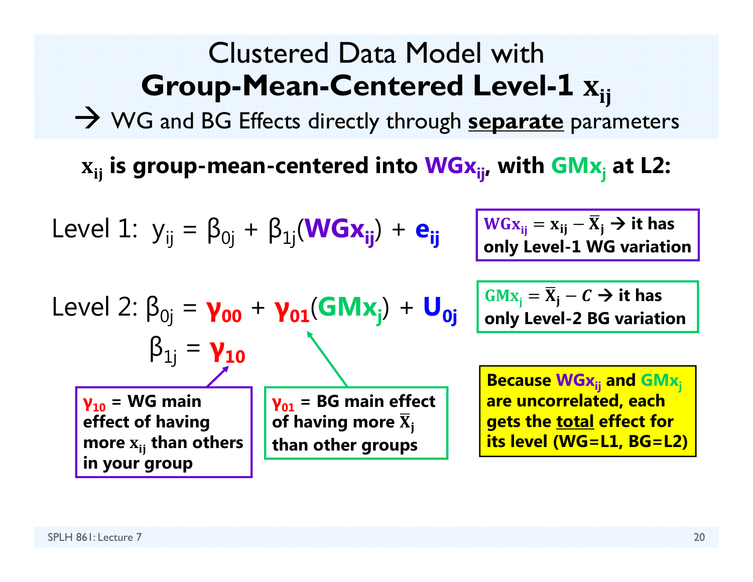# Clustered Data Model with **Group-Mean-Centered Level-1 $x_{ij}$**

→ WG and BG Effects directly through **separate** parameters

**$x_{ij}$ is group-mean-centered into $WGx_{ij}$, with $GMx_j$ at L2:**

Level 1: $y_{ij} = \beta_{0j} + \beta_{1j}(WGx_{ij}) + e_{ij}$

**$WGx_{ij} = x_{ij} - \bar{X}_j$ → it has only Level-1 WG variation**

Level 2: $\beta_{0j} = \gamma_{00} + \gamma_{01}(GMx_j) + U_{0j}$

$\beta_{1j} = \gamma_{10}$

**$GMx_j = \bar{X}_j - C$ → it has only Level-2 BG variation**

**$\gamma_{10}$ = WG main effect of having more $x_{ij}$ than others in your group**

**$\gamma_{01}$ = BG main effect of having more $\bar{X}_j$ than other groups**

**Because $WGx_{ij}$ and $GMx_j$ are uncorrelated, each gets the total effect for its level (WG=L1, BG=L2)**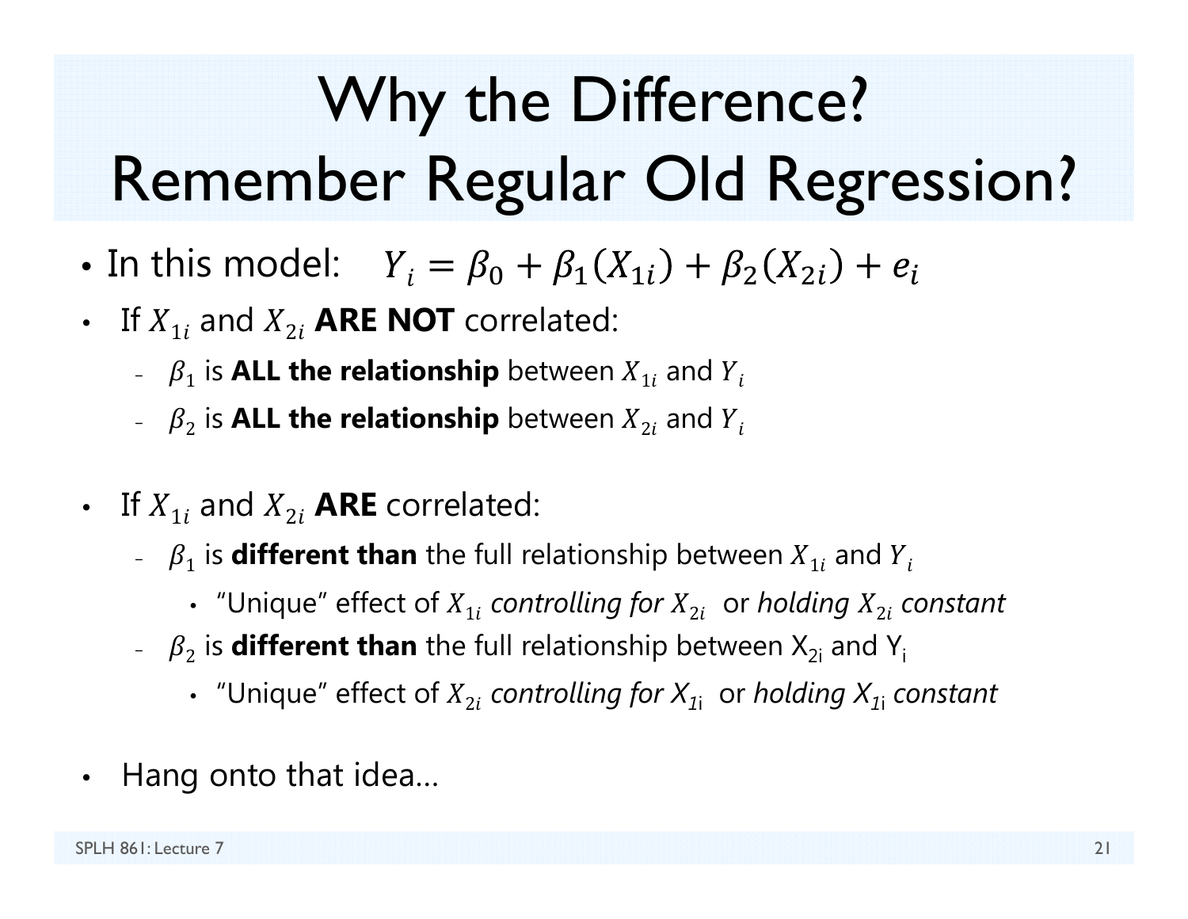# Why the Difference? Remember Regular Old Regression?

- In this model: $Y_i = \beta_0 + \beta_1(X_{1i}) + \beta_2(X_{2i}) + e_i$
- If $X_{1i}$ and $X_{2i}$ **ARE NOT** correlated:
  - $\beta_1$ is **ALL the relationship** between $X_{1i}$ and $Y_i$
  - $\beta_2$ is **ALL the relationship** between $X_{2i}$ and $Y_i$

- If $X_{1i}$ and $X_{2i}$ **ARE** correlated:
  - $\beta_1$ is **different than** the full relationship between $X_{1i}$ and $Y_i$
    - "Unique" effect of $X_{1i}$ *controlling for* $X_{2i}$ or *holding* $X_{2i}$ *constant*
  - $\beta_2$ is **different than** the full relationship between $X_{2i}$ and $Y_i$
    - "Unique" effect of $X_{2i}$ *controlling for* $X_{1i}$ or *holding* $X_{1i}$ *constant*

- Hang onto that idea…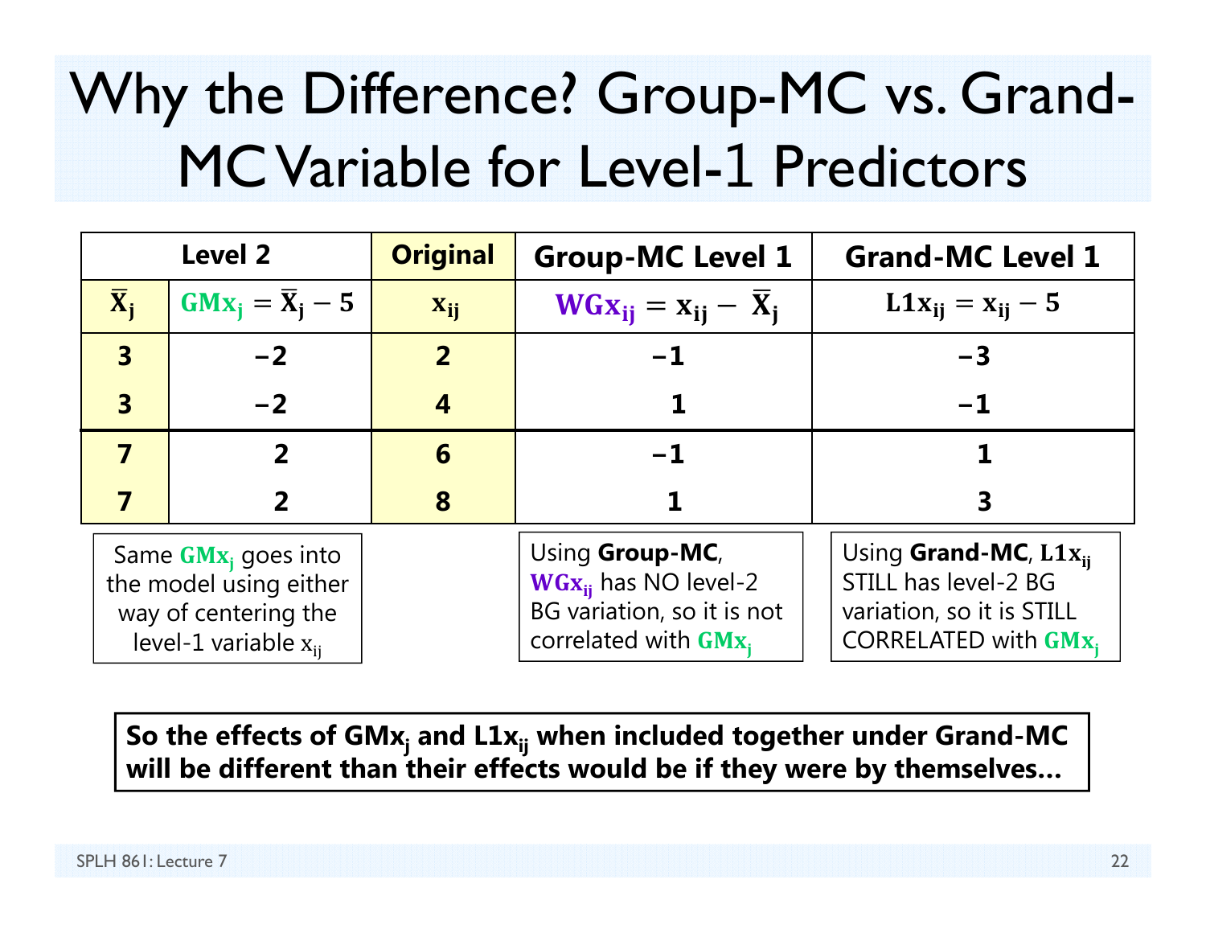# Why the Difference? Group-MC vs. Grand-MC Variable for Level-1 Predictors

| Level 2 | | Original | Group-MC Level 1 | Grand-MC Level 1 |
|---|---|---|---|---|
| $\bar{X}_j$ | $GMx_j = \bar{X}_j - 5$ | $x_{ij}$ | $WGx_{ij} = x_{ij} - \bar{X}_j$ | $L1x_{ij} = x_{ij} - 5$ |
| 3 | −2 | 2 | −1 | −3 |
| 3 | −2 | 4 | 1 | −1 |
| 7 | 2 | 6 | −1 | 1 |
| 7 | 2 | 8 | 1 | 3 |

Same $GMx_j$ goes into the model using either way of centering the level-1 variable $x_{ij}$

Using **Group-MC**, $WGx_{ij}$ has NO level-2 BG variation, so it is not correlated with $GMx_j$

Using **Grand-MC**, $L1x_{ij}$ STILL has level-2 BG variation, so it is STILL CORRELATED with $GMx_j$

**So the effects of $GMx_j$ and $L1x_{ij}$ when included together under Grand-MC will be different than their effects would be if they were by themselves…**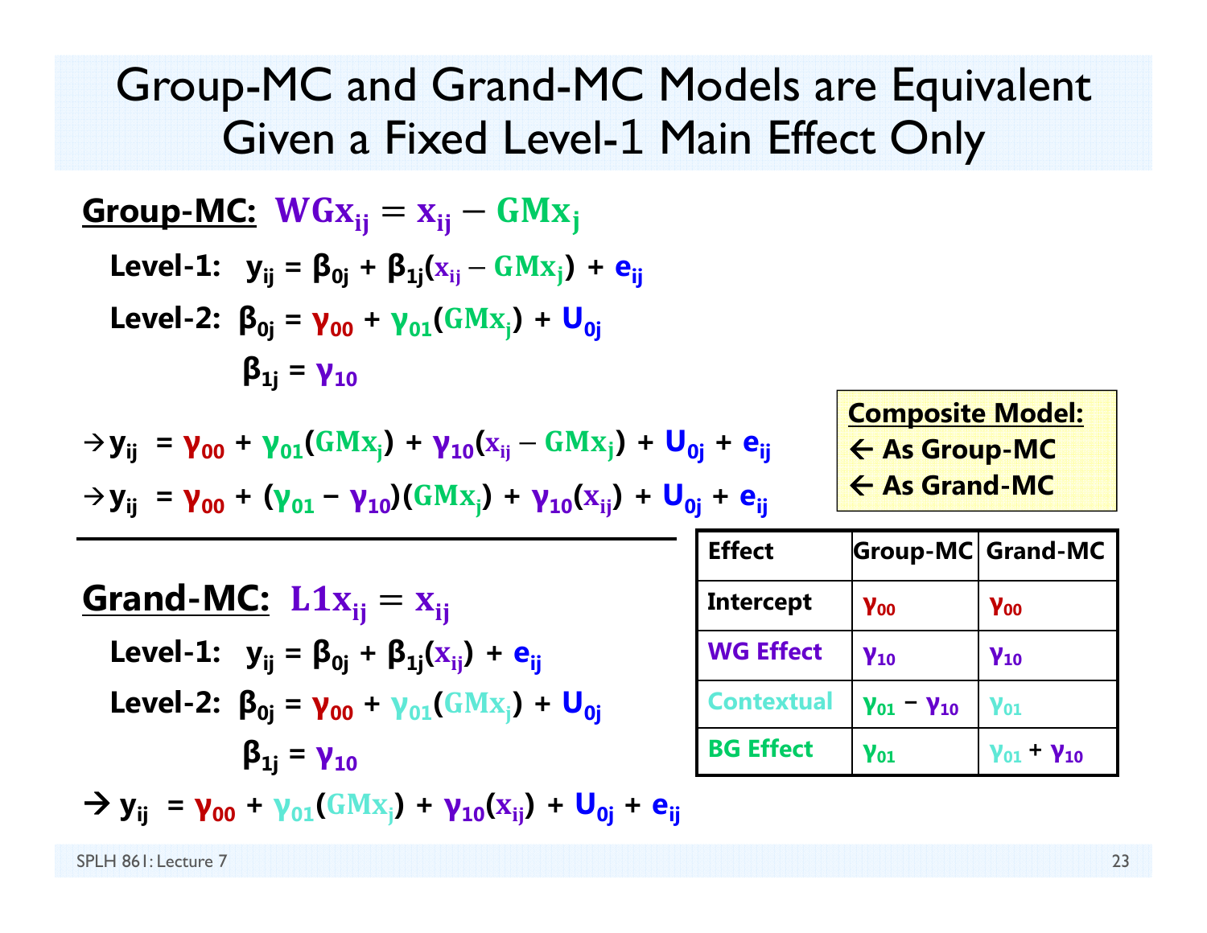# Group-MC and Grand-MC Models are Equivalent Given a Fixed Level-1 Main Effect Only

**Group-MC:** $WGx_{ij} = x_{ij} - GMx_j$

**Level-1:** $y_{ij} = \beta_{0j} + \beta_{1j}(x_{ij} - GMx_j) + e_{ij}$

**Level-2:** $\beta_{0j} = \gamma_{00} + \gamma_{01}(GMx_j) + U_{0j}$

$\beta_{1j} = \gamma_{10}$

$\rightarrow y_{ij} = \gamma_{00} + \gamma_{01}(GMx_j) + \gamma_{10}(x_{ij} - GMx_j) + U_{0j} + e_{ij}$

$\rightarrow y_{ij} = \gamma_{00} + (\gamma_{01} - \gamma_{10})(GMx_j) + \gamma_{10}(x_{ij}) + U_{0j} + e_{ij}$

**Composite Model:**
← **As Group-MC**
← **As Grand-MC**

---

**Grand-MC:** $L1x_{ij} = x_{ij}$

**Level-1:** $y_{ij} = \beta_{0j} + \beta_{1j}(x_{ij}) + e_{ij}$

**Level-2:** $\beta_{0j} = \gamma_{00} + \gamma_{01}(GMx_j) + U_{0j}$

$\beta_{1j} = \gamma_{10}$

$\rightarrow y_{ij} = \gamma_{00} + \gamma_{01}(GMx_j) + \gamma_{10}(x_{ij}) + U_{0j} + e_{ij}$

| Effect | Group-MC | Grand-MC |
|---|---|---|
| Intercept | $\gamma_{00}$ | $\gamma_{00}$ |
| WG Effect | $\gamma_{10}$ | $\gamma_{10}$ |
| Contextual | $\gamma_{01} - \gamma_{10}$ | $\gamma_{01}$ |
| BG Effect | $\gamma_{01}$ | $\gamma_{01} + \gamma_{10}$ |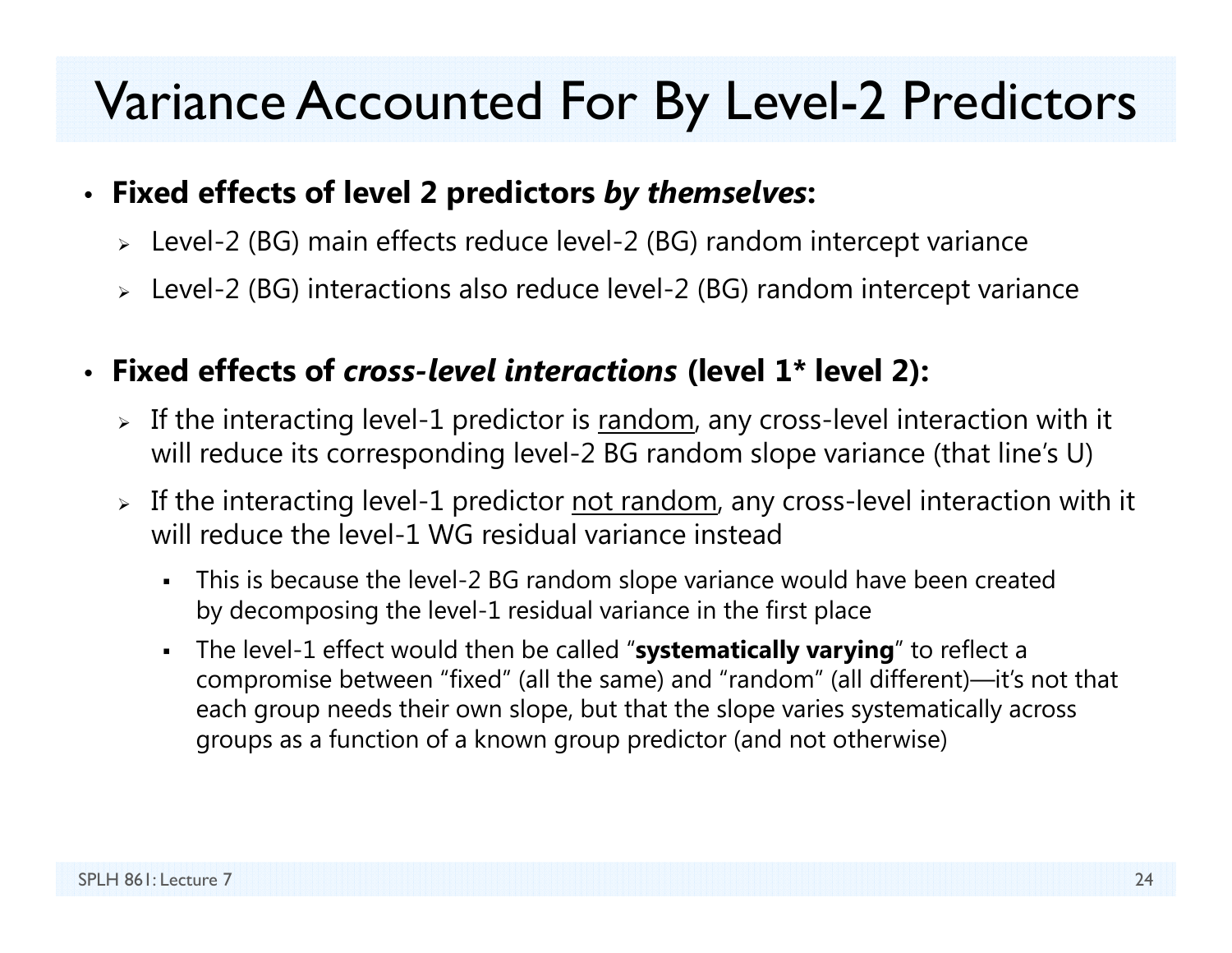# Variance Accounted For By Level-2 Predictors

- **Fixed effects of level 2 predictors *by themselves*:**
  - Level-2 (BG) main effects reduce level-2 (BG) random intercept variance
  - Level-2 (BG) interactions also reduce level-2 (BG) random intercept variance

- **Fixed effects of *cross-level interactions* (level 1* level 2):**
  - If the interacting level-1 predictor is <u>random</u>, any cross-level interaction with it will reduce its corresponding level-2 BG random slope variance (that line's U)
  - If the interacting level-1 predictor <u>not random</u>, any cross-level interaction with it will reduce the level-1 WG residual variance instead
    - This is because the level-2 BG random slope variance would have been created by decomposing the level-1 residual variance in the first place
    - The level-1 effect would then be called "**systematically varying**" to reflect a compromise between "fixed" (all the same) and "random" (all different)—it's not that each group needs their own slope, but that the slope varies systematically across groups as a function of a known group predictor (and not otherwise)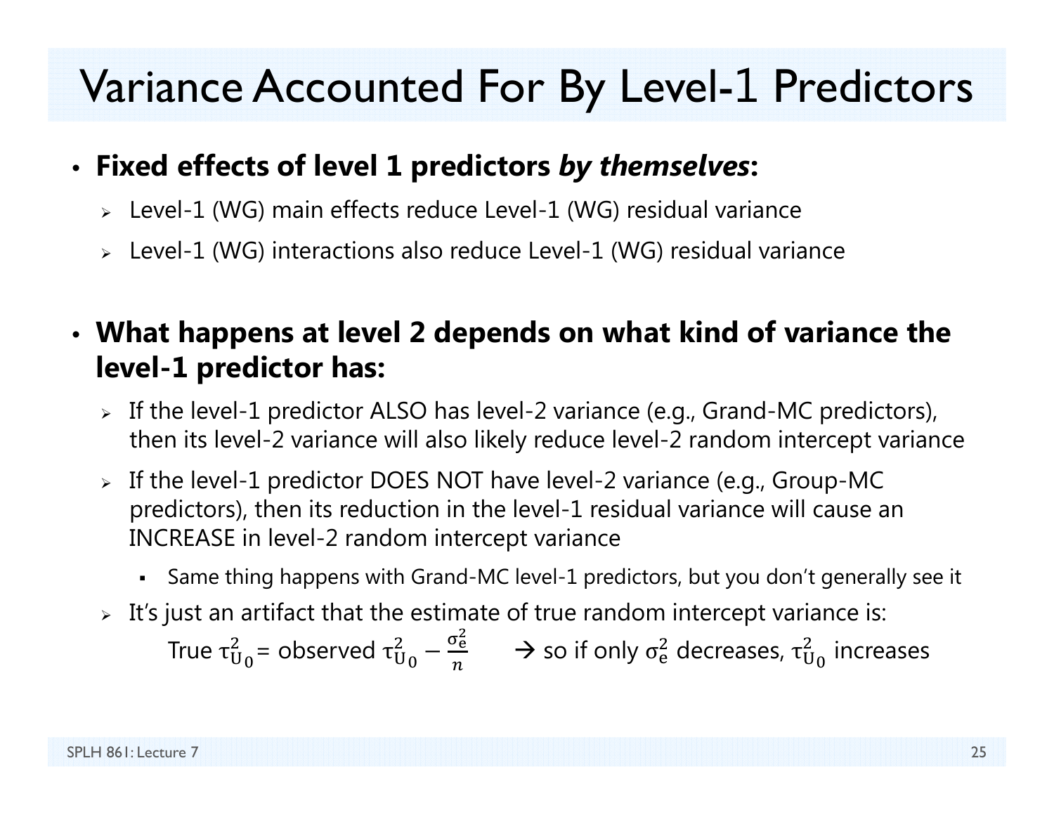# Variance Accounted For By Level-1 Predictors

- **Fixed effects of level 1 predictors *by themselves*:**
  - Level-1 (WG) main effects reduce Level-1 (WG) residual variance
  - Level-1 (WG) interactions also reduce Level-1 (WG) residual variance

- **What happens at level 2 depends on what kind of variance the level-1 predictor has:**
  - If the level-1 predictor ALSO has level-2 variance (e.g., Grand-MC predictors), then its level-2 variance will also likely reduce level-2 random intercept variance
  - If the level-1 predictor DOES NOT have level-2 variance (e.g., Group-MC predictors), then its reduction in the level-1 residual variance will cause an INCREASE in level-2 random intercept variance
    - Same thing happens with Grand-MC level-1 predictors, but you don't generally see it
  - It's just an artifact that the estimate of true random intercept variance is:

    True $\tau^2_{U_0}$ = observed $\tau^2_{U_0} - \frac{\sigma^2_e}{n}$ → so if only $\sigma^2_e$ decreases, $\tau^2_{U_0}$ increases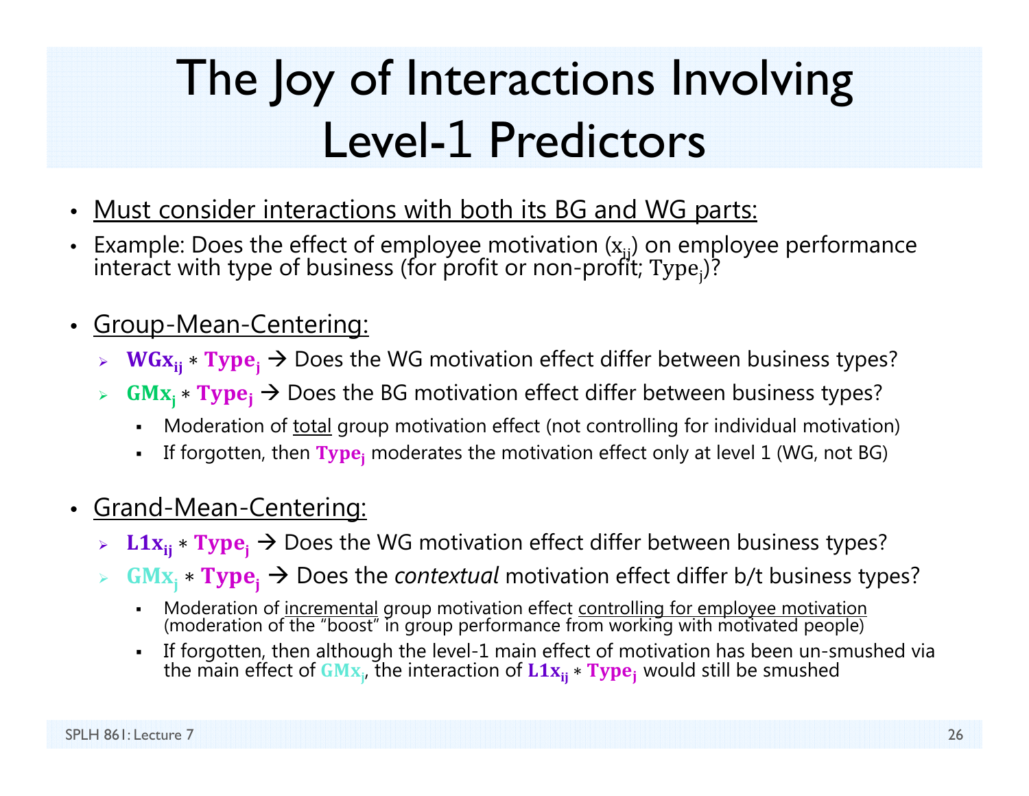# The Joy of Interactions Involving Level-1 Predictors

- <u>Must consider interactions with both its BG and WG parts:</u>
- Example: Does the effect of employee motivation ($x_{ij}$) on employee performance interact with type of business (for profit or non-profit; $\text{Type}_j$)?

- <u>Group-Mean-Centering:</u>
  - $\mathbf{WGx_{ij}} * \mathbf{Type_j}$ → Does the WG motivation effect differ between business types?
  - $\mathbf{GMx_j} * \mathbf{Type_j}$ → Does the BG motivation effect differ between business types?
    - Moderation of <u>total</u> group motivation effect (not controlling for individual motivation)
    - If forgotten, then $\mathbf{Type_j}$ moderates the motivation effect only at level 1 (WG, not BG)

- <u>Grand-Mean-Centering:</u>
  - $\mathbf{L1x_{ij}} * \mathbf{Type_j}$ → Does the WG motivation effect differ between business types?
  - $\mathbf{GMx_j} * \mathbf{Type_j}$ → Does the *contextual* motivation effect differ b/t business types?
    - Moderation of <u>incremental</u> group motivation effect <u>controlling for employee motivation</u> (moderation of the "boost" in group performance from working with motivated people)
    - If forgotten, then although the level-1 main effect of motivation has been un-smushed via the main effect of $\mathbf{GMx_j}$, the interaction of $\mathbf{L1x_{ij}} * \mathbf{Type_j}$ would still be smushed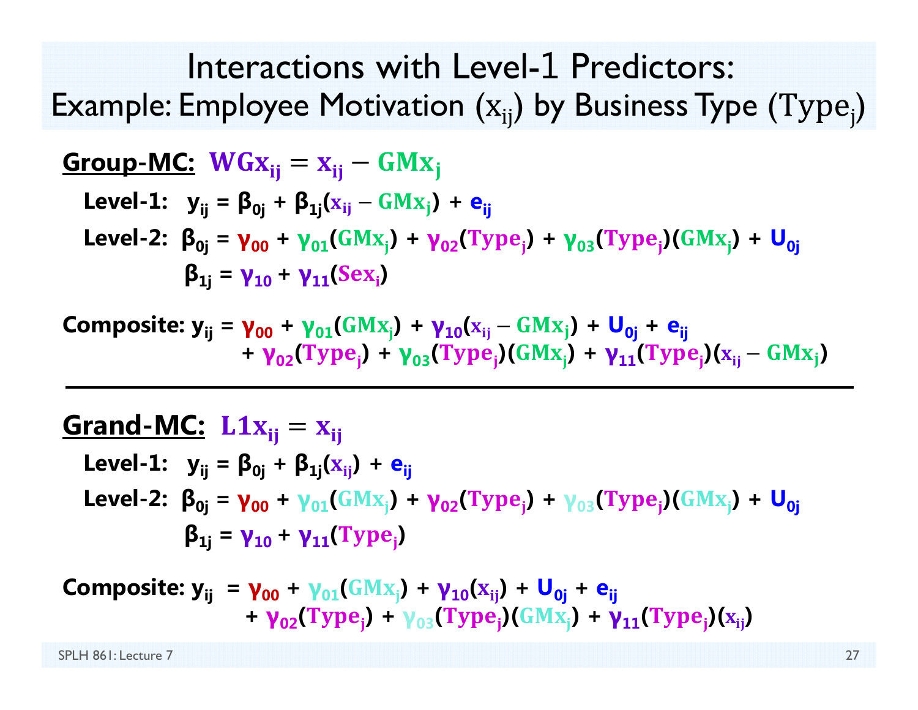# Interactions with Level-1 Predictors:
## Example: Employee Motivation ($x_{ij}$) by Business Type ($Type_j$)

**Group-MC:** $WGx_{ij} = x_{ij} - GMx_j$

**Level-1:** $y_{ij} = \beta_{0j} + \beta_{1j}(x_{ij} - GMx_j) + e_{ij}$

**Level-2:** $\beta_{0j} = \gamma_{00} + \gamma_{01}(GMx_j) + \gamma_{02}(Type_j) + \gamma_{03}(Type_j)(GMx_j) + U_{0j}$

$\beta_{1j} = \gamma_{10} + \gamma_{11}(Sex_i)$

**Composite:** $y_{ij} = \gamma_{00} + \gamma_{01}(GMx_j) + \gamma_{10}(x_{ij} - GMx_j) + U_{0j} + e_{ij}$
$+ \gamma_{02}(Type_j) + \gamma_{03}(Type_j)(GMx_j) + \gamma_{11}(Type_j)(x_{ij} - GMx_j)$

---

**Grand-MC:** $L1x_{ij} = x_{ij}$

**Level-1:** $y_{ij} = \beta_{0j} + \beta_{1j}(x_{ij}) + e_{ij}$

**Level-2:** $\beta_{0j} = \gamma_{00} + \gamma_{01}(GMx_j) + \gamma_{02}(Type_j) + \gamma_{03}(Type_j)(GMx_j) + U_{0j}$

$\beta_{1j} = \gamma_{10} + \gamma_{11}(Type_j)$

**Composite:** $y_{ij} = \gamma_{00} + \gamma_{01}(GMx_j) + \gamma_{10}(x_{ij}) + U_{0j} + e_{ij}$
$+ \gamma_{02}(Type_j) + \gamma_{03}(Type_j)(GMx_j) + \gamma_{11}(Type_j)(x_{ij})$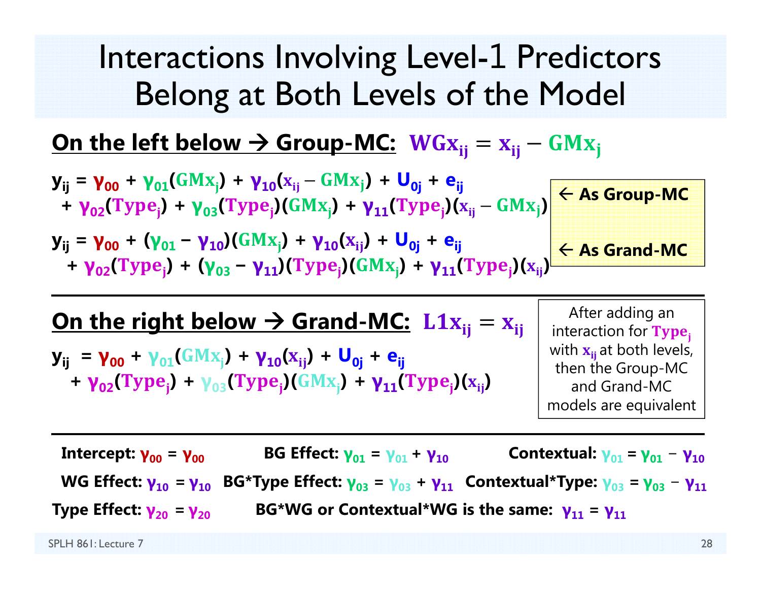# Interactions Involving Level-1 Predictors Belong at Both Levels of the Model

**On the left below → Group-MC:** $WGx_{ij} = x_{ij} - GMx_j$

$$y_{ij} = \gamma_{00} + \gamma_{01}(GMx_j) + \gamma_{10}(x_{ij} - GMx_j) + U_{0j} + e_{ij} + \gamma_{02}(Type_j) + \gamma_{03}(Type_j)(GMx_j) + \gamma_{11}(Type_j)(x_{ij} - GMx_j)$$

← **As Group-MC**

$$y_{ij} = \gamma_{00} + (\gamma_{01} - \gamma_{10})(GMx_j) + \gamma_{10}(x_{ij}) + U_{0j} + e_{ij} + \gamma_{02}(Type_j) + (\gamma_{03} - \gamma_{11})(Type_j)(GMx_j) + \gamma_{11}(Type_j)(x_{ij})$$

← **As Grand-MC**

**On the right below → Grand-MC:** $L1x_{ij} = x_{ij}$

$$y_{ij} = \gamma_{00} + \gamma_{01}(GMx_j) + \gamma_{10}(x_{ij}) + U_{0j} + e_{ij} + \gamma_{02}(Type_j) + \gamma_{03}(Type_j)(GMx_j) + \gamma_{11}(Type_j)(x_{ij})$$

After adding an interaction for $Type_j$ with $x_{ij}$ at both levels, then the Group-MC and Grand-MC models are equivalent

**Intercept:** $\gamma_{00} = \gamma_{00}$

**WG Effect:** $\gamma_{10} = \gamma_{10}$

**Type Effect:** $\gamma_{20} = \gamma_{20}$

**BG Effect:** $\gamma_{01} = \gamma_{01} + \gamma_{10}$

**BG\*Type Effect:** $\gamma_{03} = \gamma_{03} + \gamma_{11}$

**Contextual:** $\gamma_{01} = \gamma_{01} - \gamma_{10}$

**Contextual\*Type:** $\gamma_{03} = \gamma_{03} - \gamma_{11}$

**BG\*WG or Contextual\*WG is the same:** $\gamma_{11} = \gamma_{11}$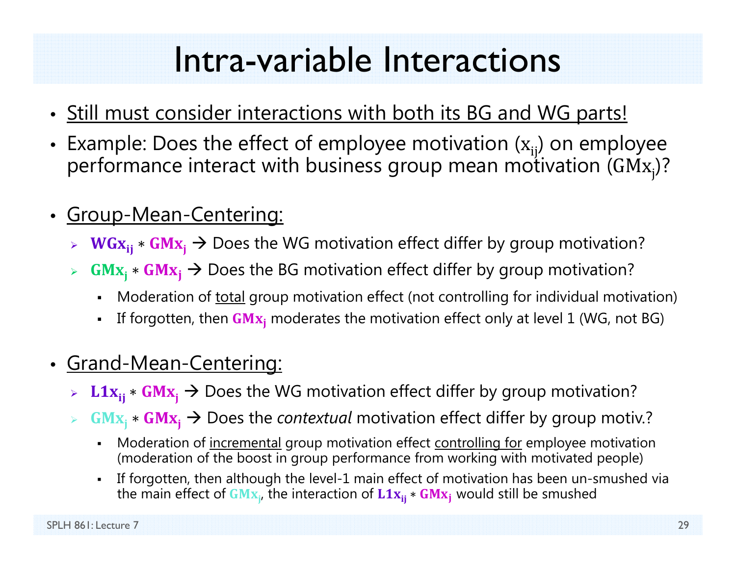# Intra-variable Interactions

- Still must consider interactions with both its BG and WG parts!
- Example: Does the effect of employee motivation ($x_{ij}$) on employee performance interact with business group mean motivation ($GMx_j$)?

- Group-Mean-Centering:
  - $\mathbf{WGx_{ij}} * \mathbf{GMx_j}$ → Does the WG motivation effect differ by group motivation?
  - $\mathbf{GMx_j} * \mathbf{GMx_j}$ → Does the BG motivation effect differ by group motivation?
    - Moderation of total group motivation effect (not controlling for individual motivation)
    - If forgotten, then $\mathbf{GMx_j}$ moderates the motivation effect only at level 1 (WG, not BG)

- Grand-Mean-Centering:
  - $\mathbf{L1x_{ij}} * \mathbf{GMx_j}$ → Does the WG motivation effect differ by group motivation?
  - $\mathbf{GMx_j} * \mathbf{GMx_j}$ → Does the *contextual* motivation effect differ by group motiv.?
    - Moderation of incremental group motivation effect controlling for employee motivation (moderation of the boost in group performance from working with motivated people)
    - If forgotten, then although the level-1 main effect of motivation has been un-smushed via the main effect of $\mathbf{GMx_j}$, the interaction of $\mathbf{L1x_{ij}} * \mathbf{GMx_j}$ would still be smushed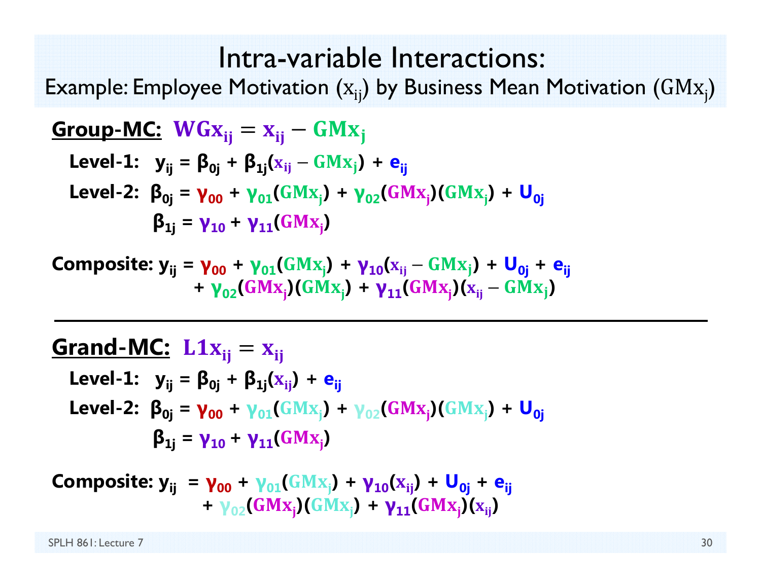# Intra-variable Interactions:

## Example: Employee Motivation ($x_{ij}$) by Business Mean Motivation ($GMx_j$)

**Group-MC:** $WGx_{ij} = x_{ij} - GMx_j$

**Level-1:** $y_{ij} = \beta_{0j} + \beta_{1j}(x_{ij} - GMx_j) + e_{ij}$

**Level-2:** $\beta_{0j} = \gamma_{00} + \gamma_{01}(GMx_j) + \gamma_{02}(GMx_j)(GMx_j) + U_{0j}$

$\beta_{1j} = \gamma_{10} + \gamma_{11}(GMx_j)$

**Composite:**

$$y_{ij} = \gamma_{00} + \gamma_{01}(GMx_j) + \gamma_{10}(x_{ij} - GMx_j) + U_{0j} + e_{ij} + \gamma_{02}(GMx_j)(GMx_j) + \gamma_{11}(GMx_j)(x_{ij} - GMx_j)$$

---

**Grand-MC:** $L1x_{ij} = x_{ij}$

**Level-1:** $y_{ij} = \beta_{0j} + \beta_{1j}(x_{ij}) + e_{ij}$

**Level-2:** $\beta_{0j} = \gamma_{00} + \gamma_{01}(GMx_j) + \gamma_{02}(GMx_j)(GMx_j) + U_{0j}$

$\beta_{1j} = \gamma_{10} + \gamma_{11}(GMx_j)$

**Composite:**

$$y_{ij} = \gamma_{00} + \gamma_{01}(GMx_j) + \gamma_{10}(x_{ij}) + U_{0j} + e_{ij} + \gamma_{02}(GMx_j)(GMx_j) + \gamma_{11}(GMx_j)(x_{ij})$$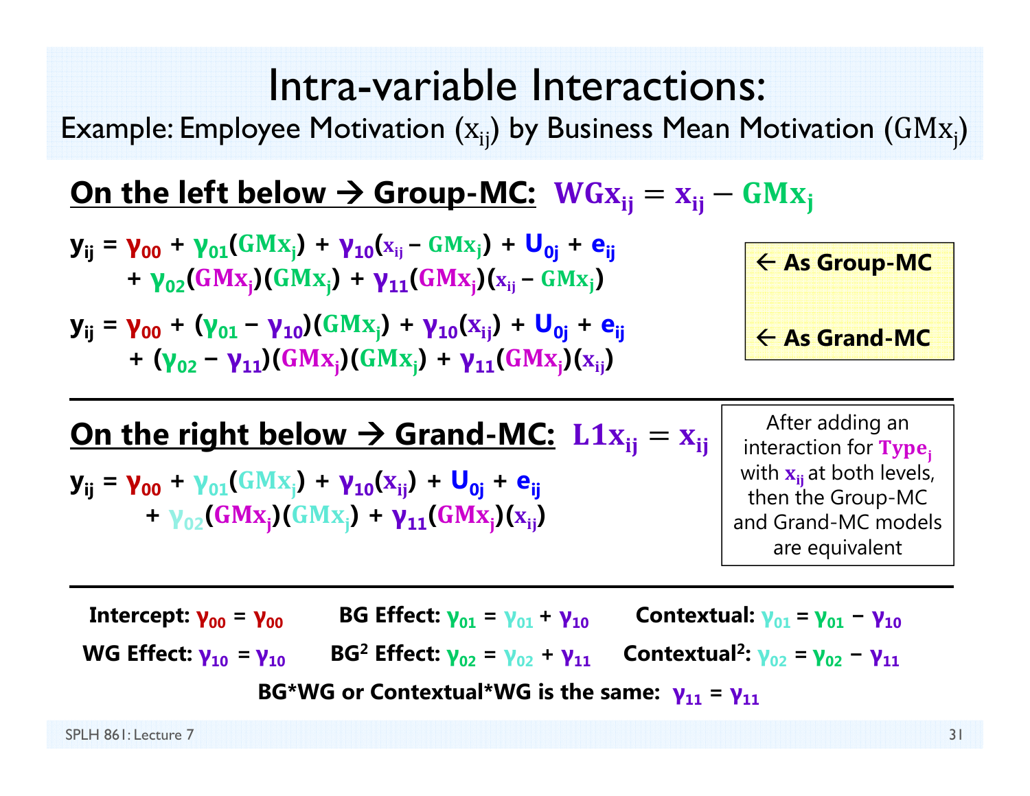# Intra-variable Interactions:

Example: Employee Motivation ($x_{ij}$) by Business Mean Motivation ($GMx_j$)

**On the left below → Group-MC:** $WGx_{ij} = x_{ij} - GMx_j$

$$y_{ij} = \gamma_{00} + \gamma_{01}(GMx_j) + \gamma_{10}(x_{ij} - GMx_j) + U_{0j} + e_{ij}$$
$$+ \gamma_{02}(GMx_j)(GMx_j) + \gamma_{11}(GMx_j)(x_{ij} - GMx_j)$$

← **As Group-MC**

$$y_{ij} = \gamma_{00} + (\gamma_{01} - \gamma_{10})(GMx_j) + \gamma_{10}(x_{ij}) + U_{0j} + e_{ij}$$
$$+ (\gamma_{02} - \gamma_{11})(GMx_j)(GMx_j) + \gamma_{11}(GMx_j)(x_{ij})$$

← **As Grand-MC**

---

**On the right below → Grand-MC:** $L1x_{ij} = x_{ij}$

$$y_{ij} = \gamma_{00} + \gamma_{01}(GMx_j) + \gamma_{10}(x_{ij}) + U_{0j} + e_{ij}$$
$$+ \gamma_{02}(GMx_j)(GMx_j) + \gamma_{11}(GMx_j)(x_{ij})$$

After adding an interaction for $Type_j$ with $x_{ij}$ at both levels, then the Group-MC and Grand-MC models are equivalent

---

**Intercept:** $\gamma_{00} = \gamma_{00}$ **BG Effect:** $\gamma_{01} = \gamma_{01} + \gamma_{10}$ **Contextual:** $\gamma_{01} = \gamma_{01} - \gamma_{10}$

**WG Effect:** $\gamma_{10} = \gamma_{10}$ **BG² Effect:** $\gamma_{02} = \gamma_{02} + \gamma_{11}$ **Contextual²:** $\gamma_{02} = \gamma_{02} - \gamma_{11}$

**BG*WG or Contextual*WG is the same:** $\gamma_{11} = \gamma_{11}$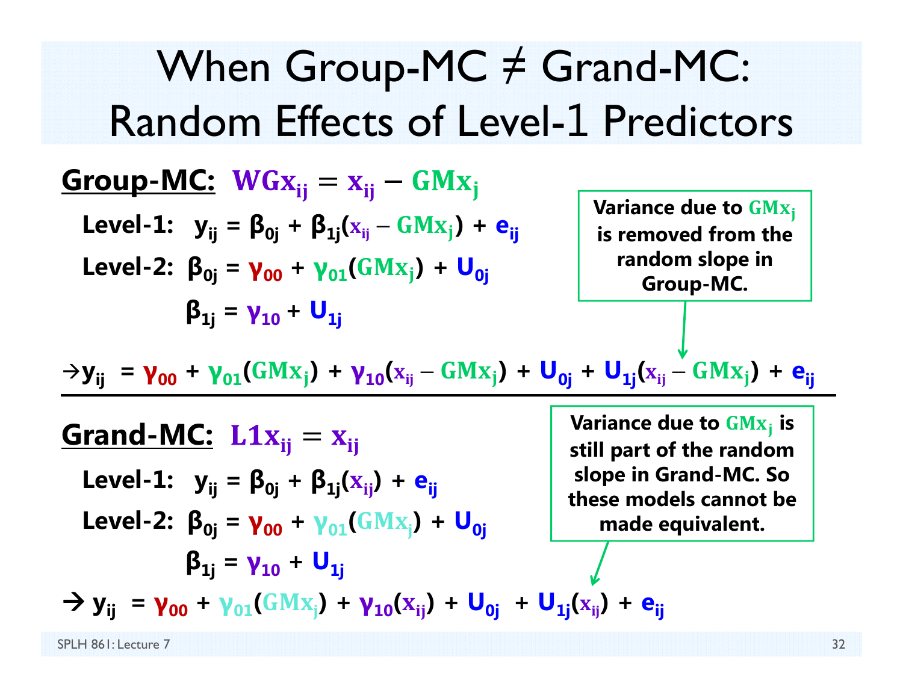# When Group-MC ≠ Grand-MC: Random Effects of Level-1 Predictors

**Group-MC:** $WGx_{ij} = x_{ij} - GMx_j$

Level-1: $y_{ij} = \beta_{0j} + \beta_{1j}(x_{ij} - GMx_j) + e_{ij}$

Level-2: $\beta_{0j} = \gamma_{00} + \gamma_{01}(GMx_j) + U_{0j}$

$\beta_{1j} = \gamma_{10} + U_{1j}$

$$\rightarrow y_{ij} = \gamma_{00} + \gamma_{01}(GMx_j) + \gamma_{10}(x_{ij} - GMx_j) + U_{0j} + U_{1j}(x_{ij} - GMx_j) + e_{ij}$$

Variance due to $GMx_j$ is removed from the random slope in Group-MC.

---

**Grand-MC:** $L1x_{ij} = x_{ij}$

Level-1: $y_{ij} = \beta_{0j} + \beta_{1j}(x_{ij}) + e_{ij}$

Level-2: $\beta_{0j} = \gamma_{00} + \gamma_{01}(GMx_j) + U_{0j}$

$\beta_{1j} = \gamma_{10} + U_{1j}$

$$\rightarrow y_{ij} = \gamma_{00} + \gamma_{01}(GMx_j) + \gamma_{10}(x_{ij}) + U_{0j} + U_{1j}(x_{ij}) + e_{ij}$$

Variance due to $GMx_j$ is still part of the random slope in Grand-MC. So these models cannot be made equivalent.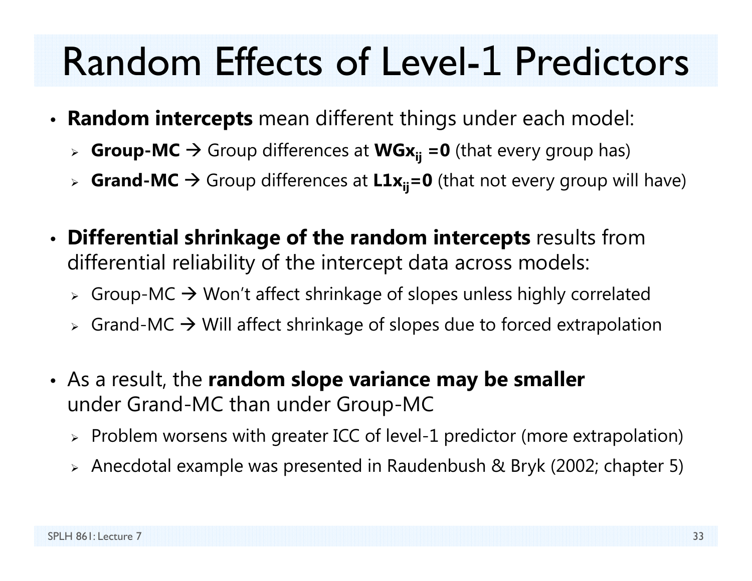# Random Effects of Level-1 Predictors

- **Random intercepts** mean different things under each model:
  - **Group-MC** → Group differences at $\mathbf{WGx_{ij} = 0}$ (that every group has)
  - **Grand-MC** → Group differences at $\mathbf{L1x_{ij} = 0}$ (that not every group will have)

- **Differential shrinkage of the random intercepts** results from differential reliability of the intercept data across models:
  - Group-MC → Won't affect shrinkage of slopes unless highly correlated
  - Grand-MC → Will affect shrinkage of slopes due to forced extrapolation

- As a result, the **random slope variance may be smaller** under Grand-MC than under Group-MC
  - Problem worsens with greater ICC of level-1 predictor (more extrapolation)
  - Anecdotal example was presented in Raudenbush & Bryk (2002; chapter 5)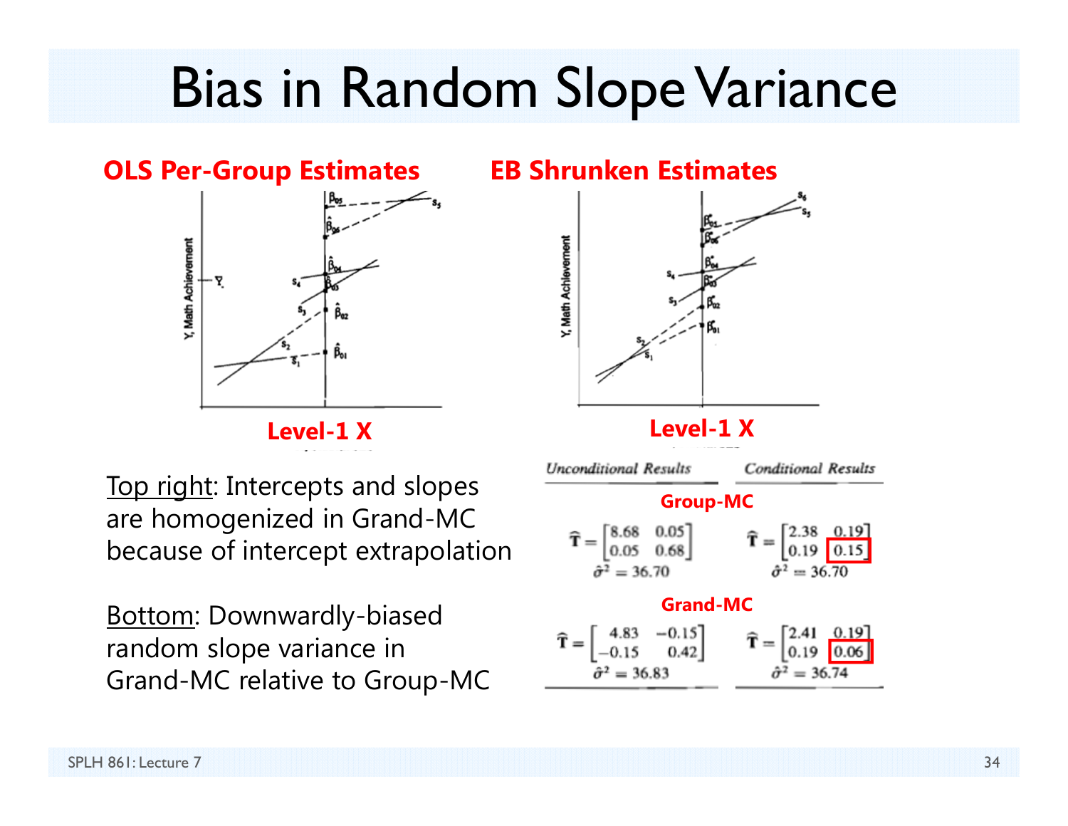# Bias in Random Slope Variance

**OLS Per-Group Estimates** | **EB Shrunken Estimates**

**Level-1 X** | **Level-1 X**

Top right: Intercepts and slopes are homogenized in Grand-MC because of intercept extrapolation

Bottom: Downwardly-biased random slope variance in Grand-MC relative to Group-MC

| | *Unconditional Results* | *Conditional Results* |
|---|---|---|
| **Group-MC** | $\hat{\mathbf{T}} = \begin{bmatrix} 8.68 & 0.05 \\ 0.05 & 0.68 \end{bmatrix}$ $\hat{\sigma}^2 = 36.70$ | $\hat{\mathbf{T}} = \begin{bmatrix} 2.38 & 0.19 \\ 0.19 & 0.15 \end{bmatrix}$ $\hat{\sigma}^2 = 36.70$ |
| **Grand-MC** | $\hat{\mathbf{T}} = \begin{bmatrix} 4.83 & -0.15 \\ -0.15 & 0.42 \end{bmatrix}$ $\hat{\sigma}^2 = 36.83$ | $\hat{\mathbf{T}} = \begin{bmatrix} 2.41 & 0.19 \\ 0.19 & 0.06 \end{bmatrix}$ $\hat{\sigma}^2 = 36.74$ |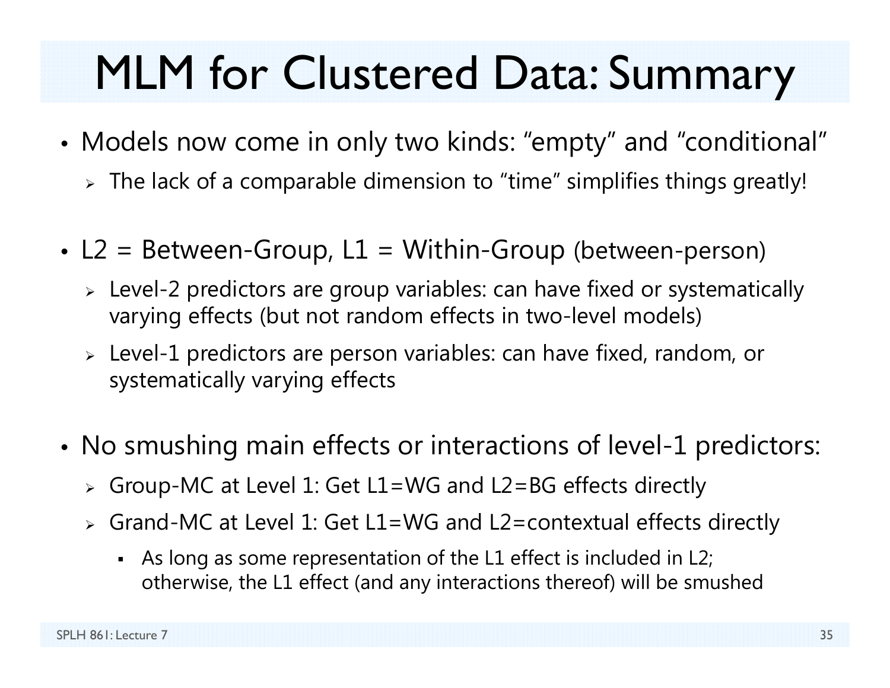# MLM for Clustered Data: Summary

- Models now come in only two kinds: "empty" and "conditional"
  - The lack of a comparable dimension to "time" simplifies things greatly!
- L2 = Between-Group, L1 = Within-Group (between-person)
  - Level-2 predictors are group variables: can have fixed or systematically varying effects (but not random effects in two-level models)
  - Level-1 predictors are person variables: can have fixed, random, or systematically varying effects
- No smushing main effects or interactions of level-1 predictors:
  - Group-MC at Level 1: Get L1=WG and L2=BG effects directly
  - Grand-MC at Level 1: Get L1=WG and L2=contextual effects directly
    - As long as some representation of the L1 effect is included in L2; otherwise, the L1 effect (and any interactions thereof) will be smushed